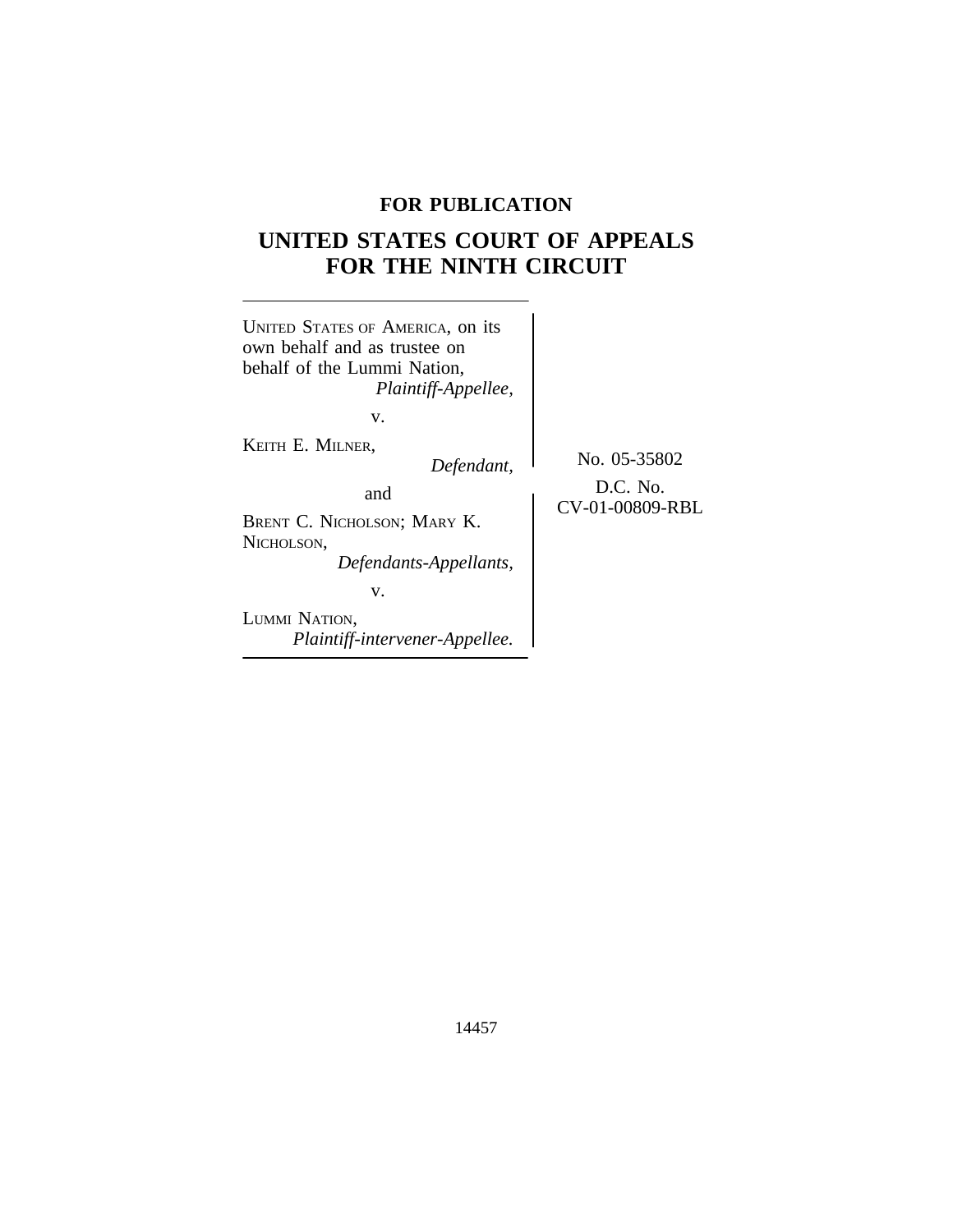**FOR PUBLICATION**

# UNITED STATES COURT OF APPEALS FOR THE NINTH CIRCUIT

UNITED STATES OF AMERICA, on its own behalf and as trustee on behalf of the Lummi Nation,
*Plaintiff-Appellee,*

v.

KEITH E. MILNER,
*Defendant,*

and

BRENT C. NICHOLSON; MARY K. NICHOLSON,
*Defendants-Appellants,*

v.

LUMMI NATION,
*Plaintiff-intervener-Appellee.*

No. 05-35802

D.C. No. CV-01-00809-RBL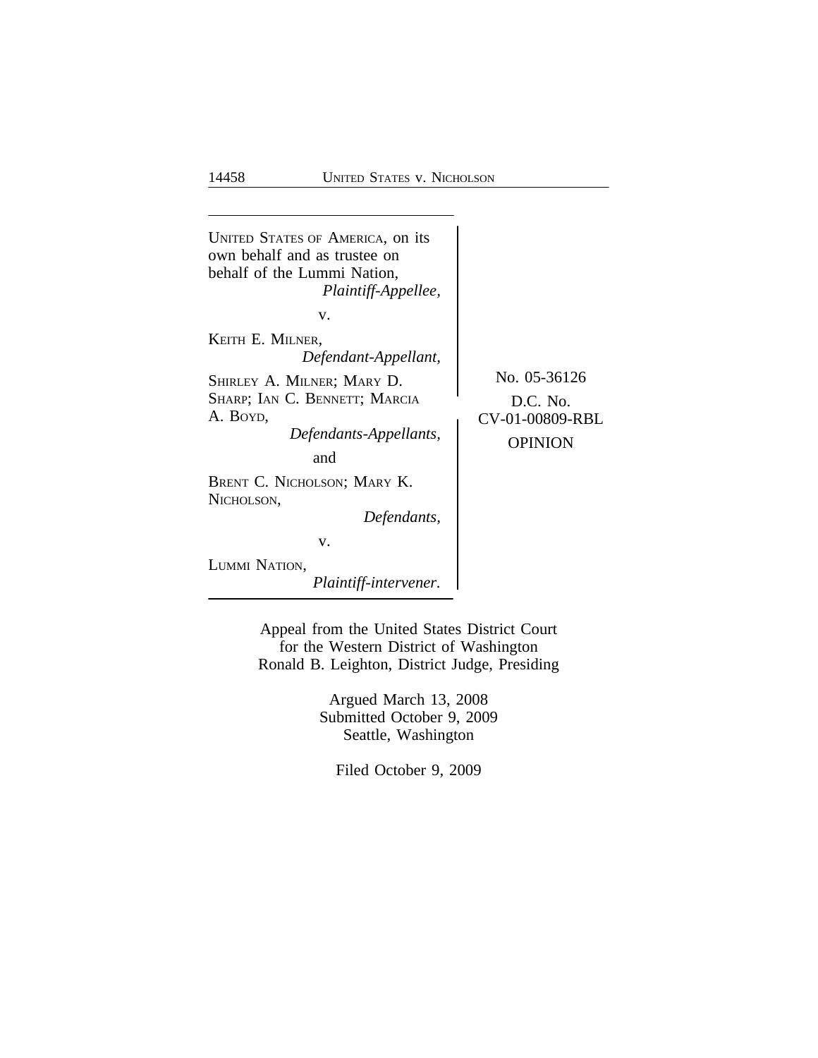UNITED STATES OF AMERICA, on its own behalf and as trustee on behalf of the Lummi Nation,
*Plaintiff-Appellee,*

v.

KEITH E. MILNER,
*Defendant-Appellant,*

SHIRLEY A. MILNER; MARY D. SHARP; IAN C. BENNETT; MARCIA A. BOYD,
*Defendants-Appellants,*

and

BRENT C. NICHOLSON; MARY K. NICHOLSON,
*Defendants,*

v.

LUMMI NATION,
*Plaintiff-intervener.*

No. 05-36126

D.C. No. CV-01-00809-RBL

OPINION

Appeal from the United States District Court for the Western District of Washington
Ronald B. Leighton, District Judge, Presiding

Argued March 13, 2008
Submitted October 9, 2009
Seattle, Washington

Filed October 9, 2009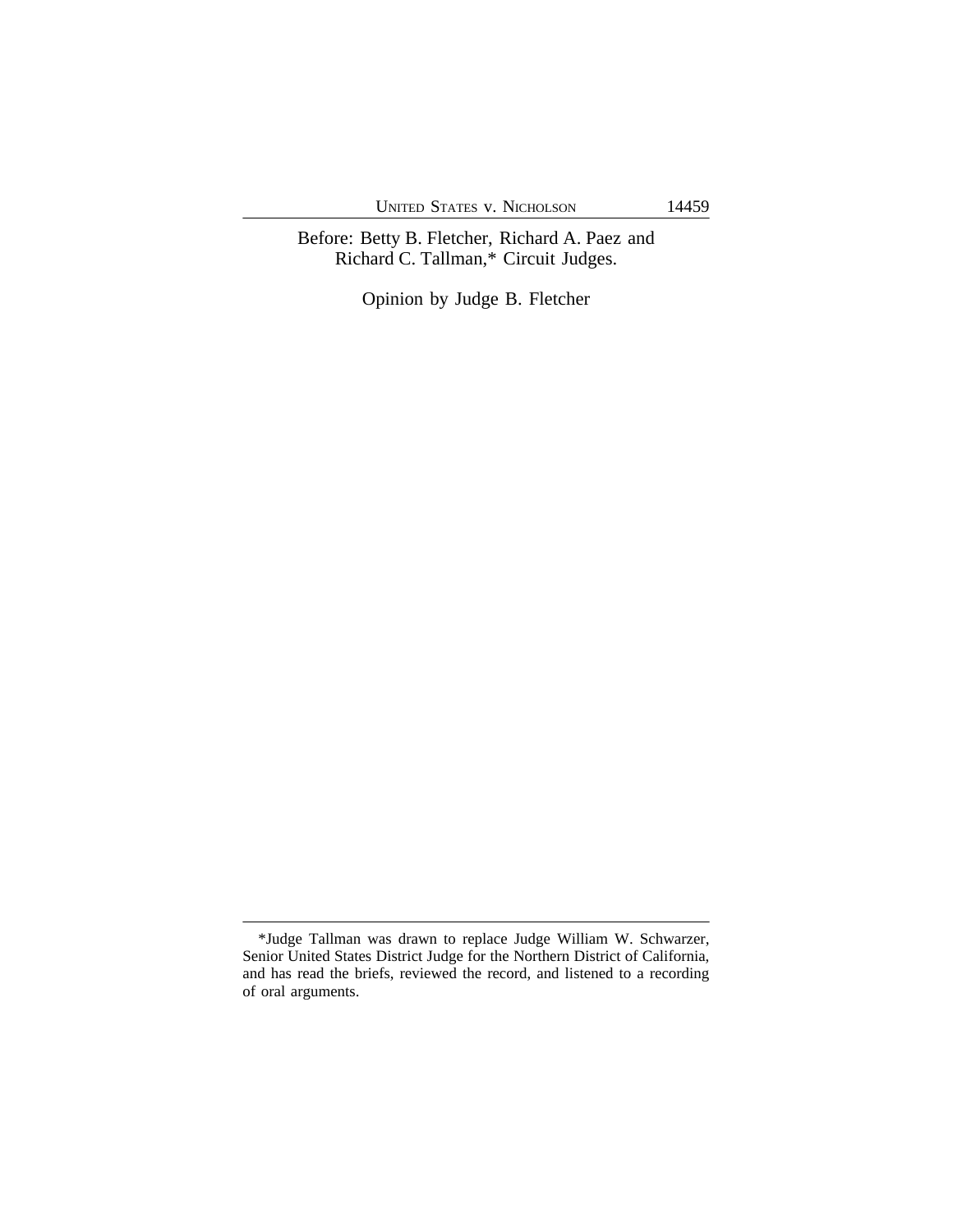Before: Betty B. Fletcher, Richard A. Paez and Richard C. Tallman,* Circuit Judges.

Opinion by Judge B. Fletcher

---

*Judge Tallman was drawn to replace Judge William W. Schwarzer, Senior United States District Judge for the Northern District of California, and has read the briefs, reviewed the record, and listened to a recording of oral arguments.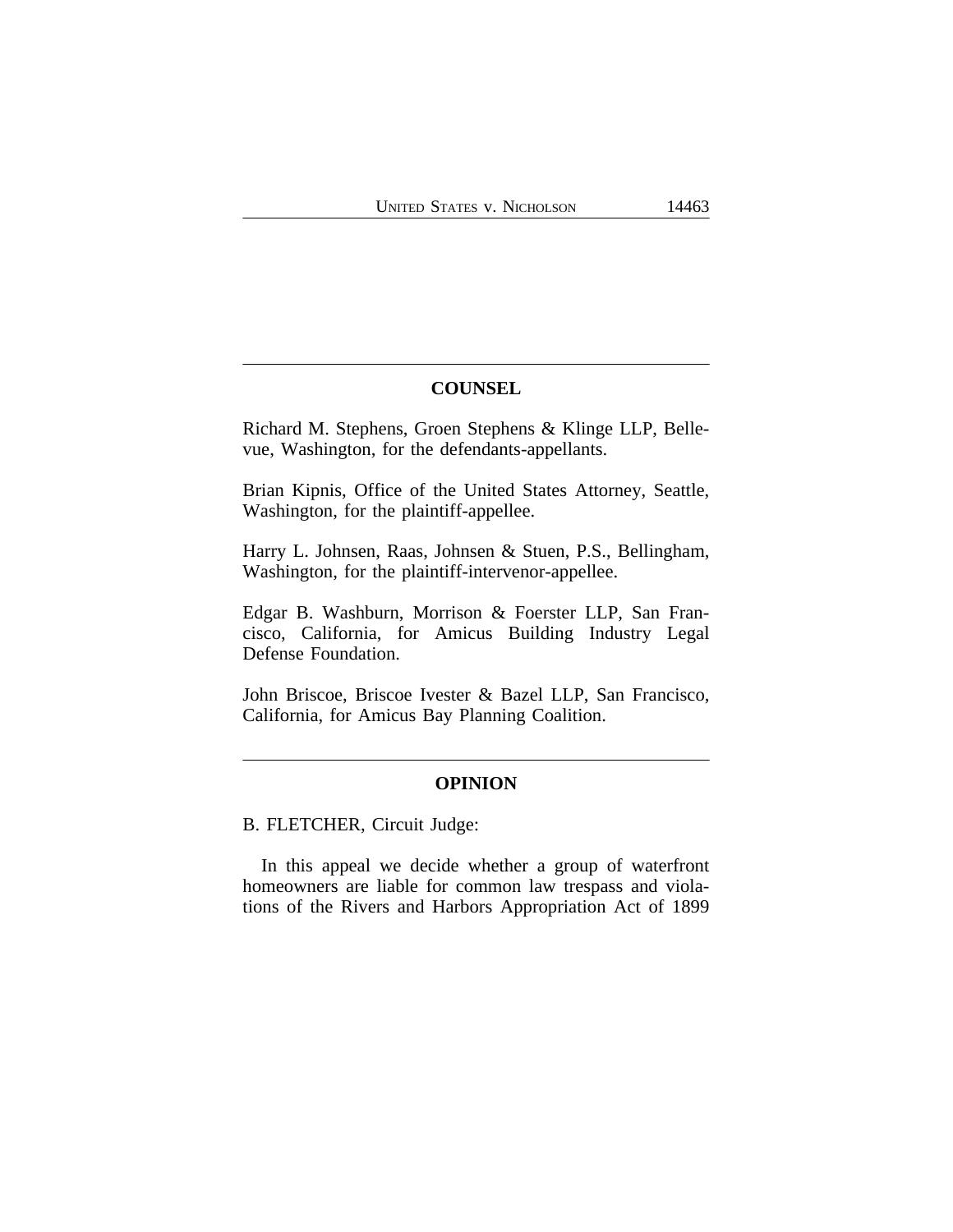## COUNSEL

Richard M. Stephens, Groen Stephens & Klinge LLP, Bellevue, Washington, for the defendants-appellants.

Brian Kipnis, Office of the United States Attorney, Seattle, Washington, for the plaintiff-appellee.

Harry L. Johnsen, Raas, Johnsen & Stuen, P.S., Bellingham, Washington, for the plaintiff-intervenor-appellee.

Edgar B. Washburn, Morrison & Foerster LLP, San Francisco, California, for Amicus Building Industry Legal Defense Foundation.

John Briscoe, Briscoe Ivester & Bazel LLP, San Francisco, California, for Amicus Bay Planning Coalition.

## OPINION

B. FLETCHER, Circuit Judge:

In this appeal we decide whether a group of waterfront homeowners are liable for common law trespass and violations of the Rivers and Harbors Appropriation Act of 1899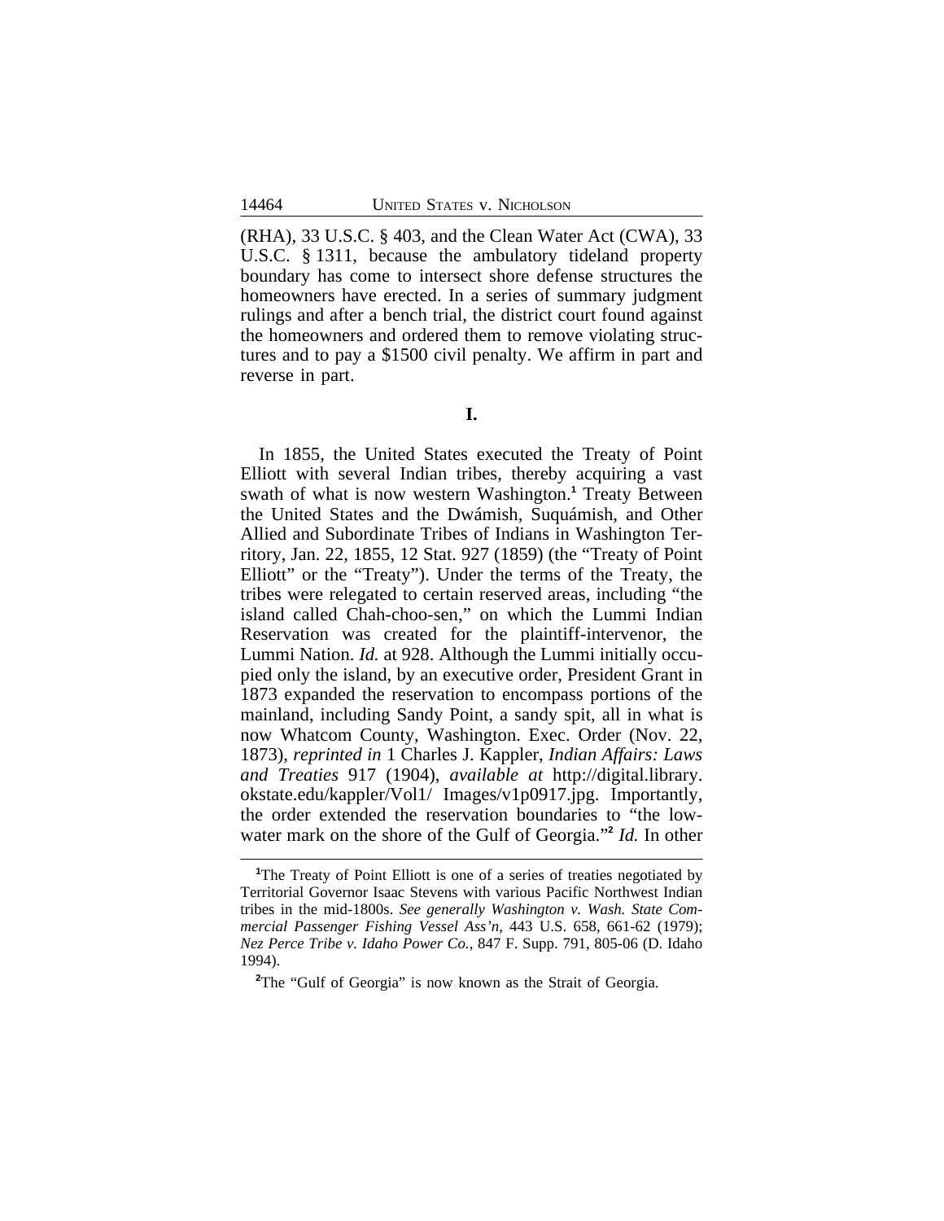(RHA), 33 U.S.C. § 403, and the Clean Water Act (CWA), 33 U.S.C. § 1311, because the ambulatory tideland property boundary has come to intersect shore defense structures the homeowners have erected. In a series of summary judgment rulings and after a bench trial, the district court found against the homeowners and ordered them to remove violating structures and to pay a $1500 civil penalty. We affirm in part and reverse in part.

**I.**

In 1855, the United States executed the Treaty of Point Elliott with several Indian tribes, thereby acquiring a vast swath of what is now western Washington.[1] Treaty Between the United States and the Dwámish, Suquámish, and Other Allied and Subordinate Tribes of Indians in Washington Territory, Jan. 22, 1855, 12 Stat. 927 (1859) (the "Treaty of Point Elliott" or the "Treaty"). Under the terms of the Treaty, the tribes were relegated to certain reserved areas, including "the island called Chah-choo-sen," on which the Lummi Indian Reservation was created for the plaintiff-intervenor, the Lummi Nation. *Id.* at 928. Although the Lummi initially occupied only the island, by an executive order, President Grant in 1873 expanded the reservation to encompass portions of the mainland, including Sandy Point, a sandy spit, all in what is now Whatcom County, Washington. Exec. Order (Nov. 22, 1873), *reprinted in* 1 Charles J. Kappler, *Indian Affairs: Laws and Treaties* 917 (1904), *available at* http://digital.library.okstate.edu/kappler/Vol1/ Images/v1p0917.jpg. Importantly, the order extended the reservation boundaries to "the low-water mark on the shore of the Gulf of Georgia."[2] *Id.* In other

[1]The Treaty of Point Elliott is one of a series of treaties negotiated by Territorial Governor Isaac Stevens with various Pacific Northwest Indian tribes in the mid-1800s. *See generally Washington v. Wash. State Commercial Passenger Fishing Vessel Ass'n*, 443 U.S. 658, 661-62 (1979); *Nez Perce Tribe v. Idaho Power Co.*, 847 F. Supp. 791, 805-06 (D. Idaho 1994).

[2]The "Gulf of Georgia" is now known as the Strait of Georgia.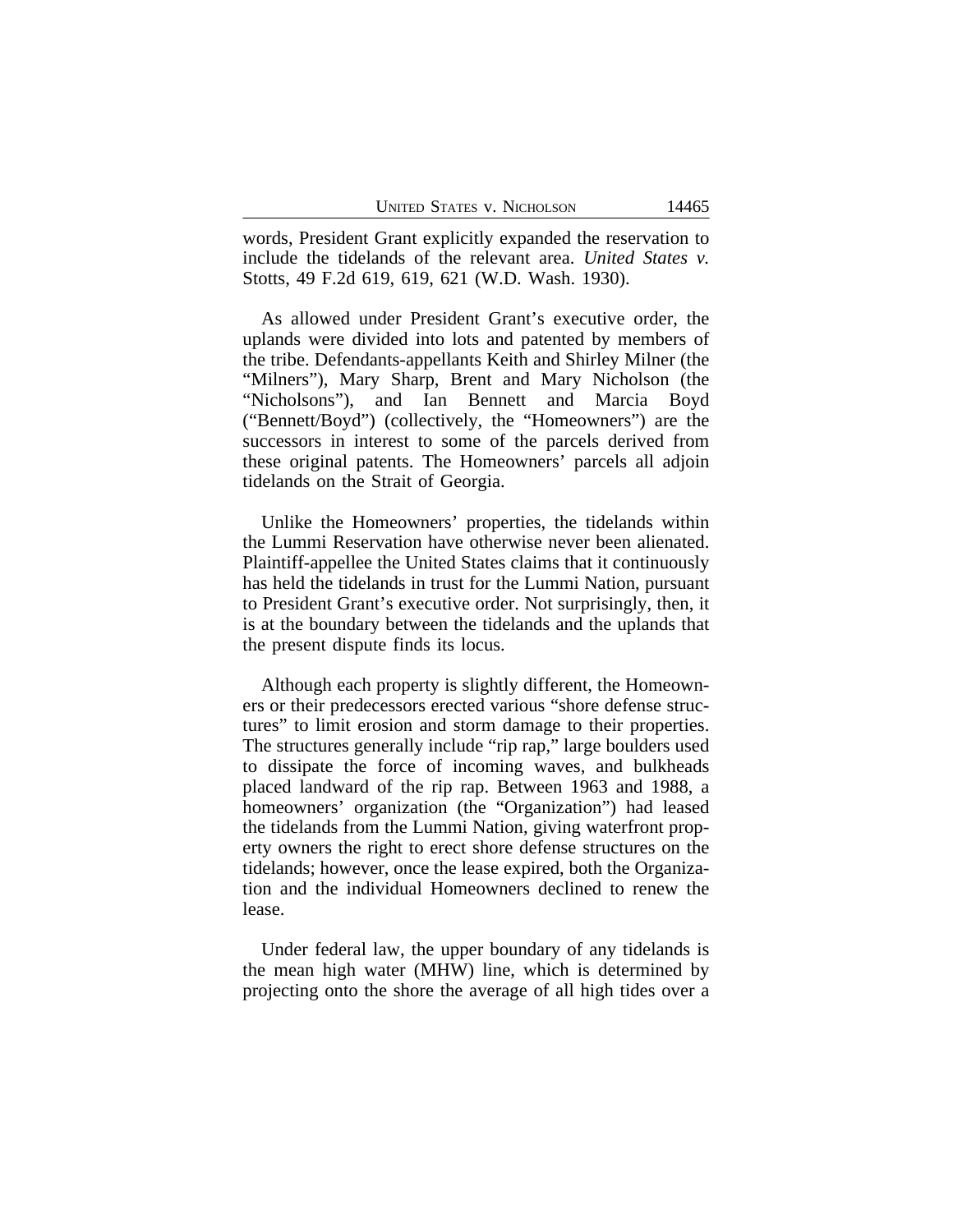words, President Grant explicitly expanded the reservation to include the tidelands of the relevant area. *United States v.* Stotts, 49 F.2d 619, 619, 621 (W.D. Wash. 1930).

As allowed under President Grant's executive order, the uplands were divided into lots and patented by members of the tribe. Defendants-appellants Keith and Shirley Milner (the "Milners"), Mary Sharp, Brent and Mary Nicholson (the "Nicholsons"), and Ian Bennett and Marcia Boyd ("Bennett/Boyd") (collectively, the "Homeowners") are the successors in interest to some of the parcels derived from these original patents. The Homeowners' parcels all adjoin tidelands on the Strait of Georgia.

Unlike the Homeowners' properties, the tidelands within the Lummi Reservation have otherwise never been alienated. Plaintiff-appellee the United States claims that it continuously has held the tidelands in trust for the Lummi Nation, pursuant to President Grant's executive order. Not surprisingly, then, it is at the boundary between the tidelands and the uplands that the present dispute finds its locus.

Although each property is slightly different, the Homeowners or their predecessors erected various "shore defense structures" to limit erosion and storm damage to their properties. The structures generally include "rip rap," large boulders used to dissipate the force of incoming waves, and bulkheads placed landward of the rip rap. Between 1963 and 1988, a homeowners' organization (the "Organization") had leased the tidelands from the Lummi Nation, giving waterfront property owners the right to erect shore defense structures on the tidelands; however, once the lease expired, both the Organization and the individual Homeowners declined to renew the lease.

Under federal law, the upper boundary of any tidelands is the mean high water (MHW) line, which is determined by projecting onto the shore the average of all high tides over a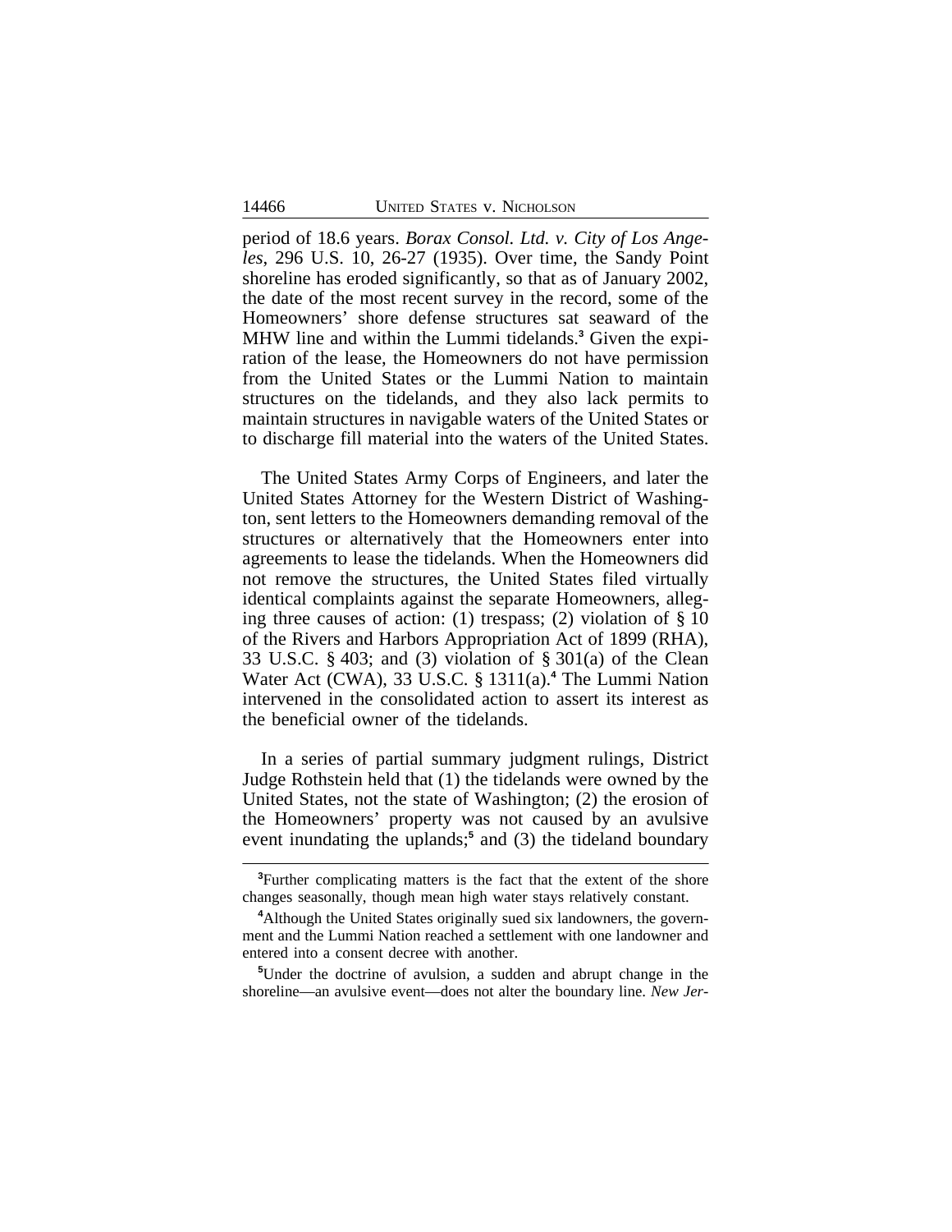period of 18.6 years. *Borax Consol. Ltd. v. City of Los Angeles*, 296 U.S. 10, 26-27 (1935). Over time, the Sandy Point shoreline has eroded significantly, so that as of January 2002, the date of the most recent survey in the record, some of the Homeowners' shore defense structures sat seaward of the MHW line and within the Lummi tidelands.[3] Given the expiration of the lease, the Homeowners do not have permission from the United States or the Lummi Nation to maintain structures on the tidelands, and they also lack permits to maintain structures in navigable waters of the United States or to discharge fill material into the waters of the United States.

The United States Army Corps of Engineers, and later the United States Attorney for the Western District of Washington, sent letters to the Homeowners demanding removal of the structures or alternatively that the Homeowners enter into agreements to lease the tidelands. When the Homeowners did not remove the structures, the United States filed virtually identical complaints against the separate Homeowners, alleging three causes of action: (1) trespass; (2) violation of § 10 of the Rivers and Harbors Appropriation Act of 1899 (RHA), 33 U.S.C. § 403; and (3) violation of § 301(a) of the Clean Water Act (CWA), 33 U.S.C. § 1311(a).[4] The Lummi Nation intervened in the consolidated action to assert its interest as the beneficial owner of the tidelands.

In a series of partial summary judgment rulings, District Judge Rothstein held that (1) the tidelands were owned by the United States, not the state of Washington; (2) the erosion of the Homeowners' property was not caused by an avulsive event inundating the uplands;[5] and (3) the tideland boundary

[3]Further complicating matters is the fact that the extent of the shore changes seasonally, though mean high water stays relatively constant.

[4]Although the United States originally sued six landowners, the government and the Lummi Nation reached a settlement with one landowner and entered into a consent decree with another.

[5]Under the doctrine of avulsion, a sudden and abrupt change in the shoreline—an avulsive event—does not alter the boundary line. *New Jer-*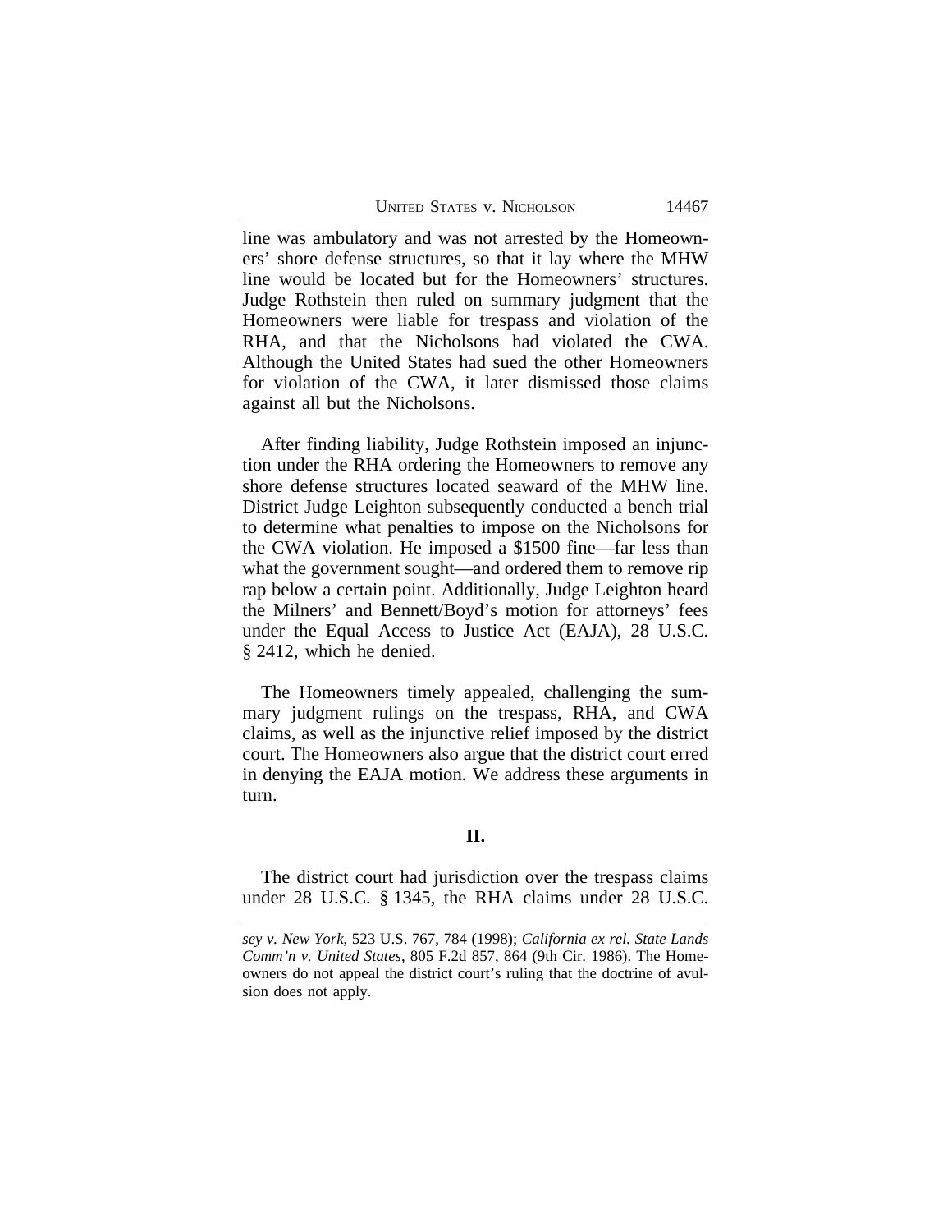line was ambulatory and was not arrested by the Homeowners' shore defense structures, so that it lay where the MHW line would be located but for the Homeowners' structures. Judge Rothstein then ruled on summary judgment that the Homeowners were liable for trespass and violation of the RHA, and that the Nicholsons had violated the CWA. Although the United States had sued the other Homeowners for violation of the CWA, it later dismissed those claims against all but the Nicholsons.

After finding liability, Judge Rothstein imposed an injunction under the RHA ordering the Homeowners to remove any shore defense structures located seaward of the MHW line. District Judge Leighton subsequently conducted a bench trial to determine what penalties to impose on the Nicholsons for the CWA violation. He imposed a $1500 fine—far less than what the government sought—and ordered them to remove rip rap below a certain point. Additionally, Judge Leighton heard the Milners' and Bennett/Boyd's motion for attorneys' fees under the Equal Access to Justice Act (EAJA), 28 U.S.C. § 2412, which he denied.

The Homeowners timely appealed, challenging the summary judgment rulings on the trespass, RHA, and CWA claims, as well as the injunctive relief imposed by the district court. The Homeowners also argue that the district court erred in denying the EAJA motion. We address these arguments in turn.

## II.

The district court had jurisdiction over the trespass claims under 28 U.S.C. § 1345, the RHA claims under 28 U.S.C.

---

*sey v. New York*, 523 U.S. 767, 784 (1998); *California ex rel. State Lands Comm'n v. United States*, 805 F.2d 857, 864 (9th Cir. 1986). The Homeowners do not appeal the district court's ruling that the doctrine of avulsion does not apply.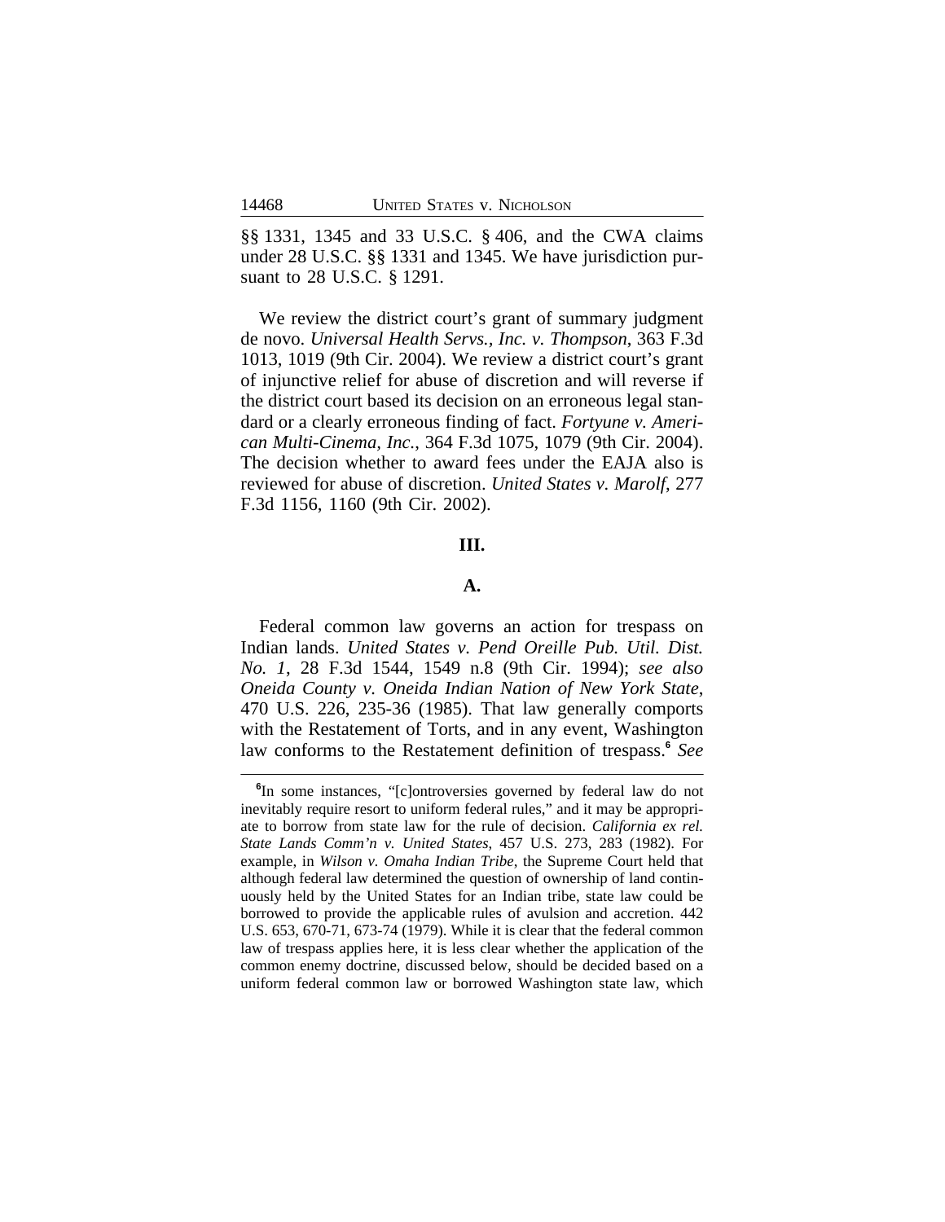§§ 1331, 1345 and 33 U.S.C. § 406, and the CWA claims under 28 U.S.C. §§ 1331 and 1345. We have jurisdiction pursuant to 28 U.S.C. § 1291.

We review the district court's grant of summary judgment de novo. *Universal Health Servs., Inc. v. Thompson*, 363 F.3d 1013, 1019 (9th Cir. 2004). We review a district court's grant of injunctive relief for abuse of discretion and will reverse if the district court based its decision on an erroneous legal standard or a clearly erroneous finding of fact. *Fortyune v. American Multi-Cinema, Inc.*, 364 F.3d 1075, 1079 (9th Cir. 2004). The decision whether to award fees under the EAJA also is reviewed for abuse of discretion. *United States v. Marolf*, 277 F.3d 1156, 1160 (9th Cir. 2002).

## III.

### A.

Federal common law governs an action for trespass on Indian lands. *United States v. Pend Oreille Pub. Util. Dist. No. 1*, 28 F.3d 1544, 1549 n.8 (9th Cir. 1994); *see also Oneida County v. Oneida Indian Nation of New York State*, 470 U.S. 226, 235-36 (1985). That law generally comports with the Restatement of Torts, and in any event, Washington law conforms to the Restatement definition of trespass.[6] *See*

[6]In some instances, "[c]ontroversies governed by federal law do not inevitably require resort to uniform federal rules," and it may be appropriate to borrow from state law for the rule of decision. *California ex rel. State Lands Comm'n v. United States*, 457 U.S. 273, 283 (1982). For example, in *Wilson v. Omaha Indian Tribe*, the Supreme Court held that although federal law determined the question of ownership of land continuously held by the United States for an Indian tribe, state law could be borrowed to provide the applicable rules of avulsion and accretion. 442 U.S. 653, 670-71, 673-74 (1979). While it is clear that the federal common law of trespass applies here, it is less clear whether the application of the common enemy doctrine, discussed below, should be decided based on a uniform federal common law or borrowed Washington state law, which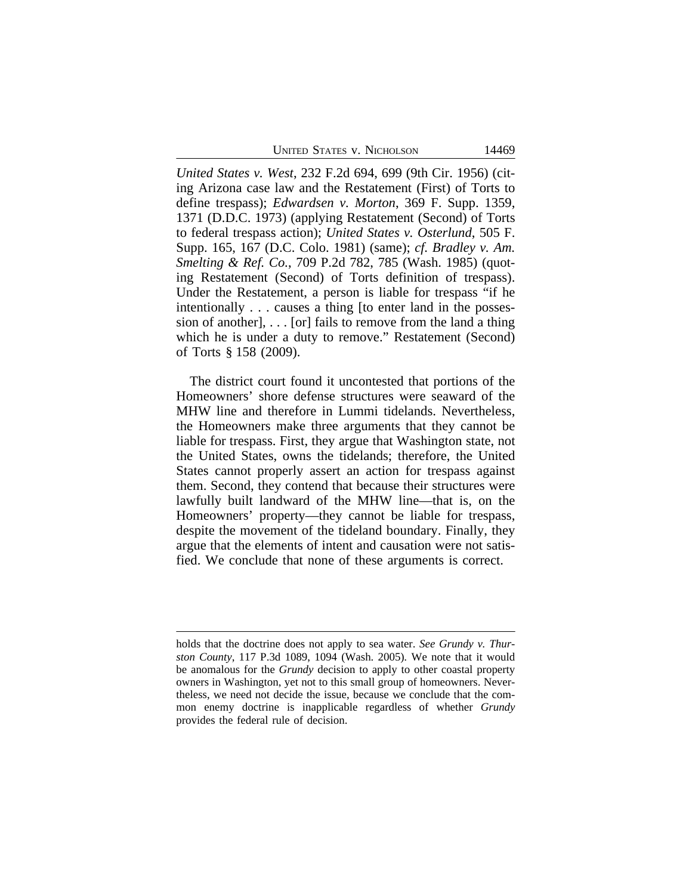*United States v. West*, 232 F.2d 694, 699 (9th Cir. 1956) (citing Arizona case law and the Restatement (First) of Torts to define trespass); *Edwardsen v. Morton*, 369 F. Supp. 1359, 1371 (D.D.C. 1973) (applying Restatement (Second) of Torts to federal trespass action); *United States v. Osterlund*, 505 F. Supp. 165, 167 (D.C. Colo. 1981) (same); *cf. Bradley v. Am. Smelting & Ref. Co.*, 709 P.2d 782, 785 (Wash. 1985) (quoting Restatement (Second) of Torts definition of trespass). Under the Restatement, a person is liable for trespass "if he intentionally . . . causes a thing [to enter land in the possession of another], . . . [or] fails to remove from the land a thing which he is under a duty to remove." Restatement (Second) of Torts § 158 (2009).

The district court found it uncontested that portions of the Homeowners' shore defense structures were seaward of the MHW line and therefore in Lummi tidelands. Nevertheless, the Homeowners make three arguments that they cannot be liable for trespass. First, they argue that Washington state, not the United States, owns the tidelands; therefore, the United States cannot properly assert an action for trespass against them. Second, they contend that because their structures were lawfully built landward of the MHW line—that is, on the Homeowners' property—they cannot be liable for trespass, despite the movement of the tideland boundary. Finally, they argue that the elements of intent and causation were not satisfied. We conclude that none of these arguments is correct.

holds that the doctrine does not apply to sea water. *See Grundy v. Thurston County*, 117 P.3d 1089, 1094 (Wash. 2005). We note that it would be anomalous for the *Grundy* decision to apply to other coastal property owners in Washington, yet not to this small group of homeowners. Nevertheless, we need not decide the issue, because we conclude that the common enemy doctrine is inapplicable regardless of whether *Grundy* provides the federal rule of decision.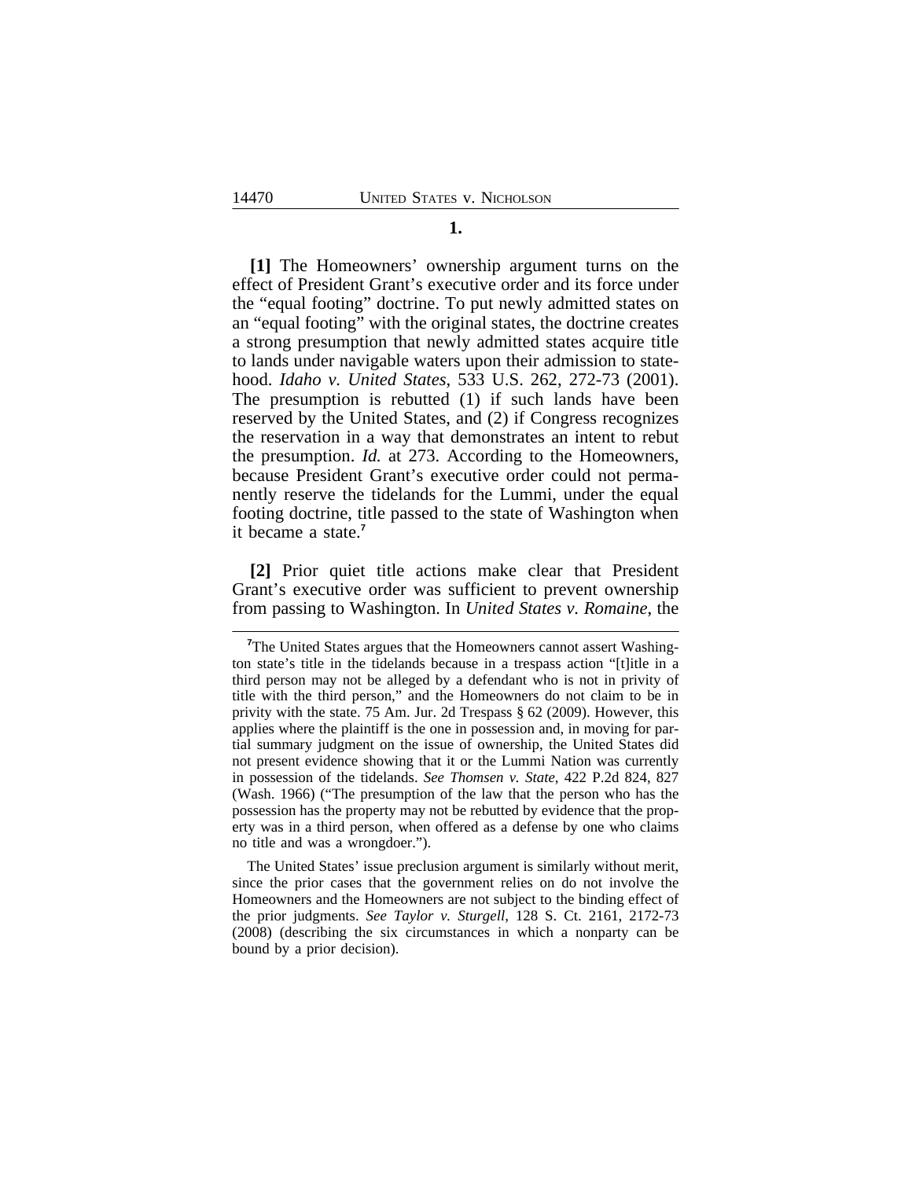**1.**

**[1]** The Homeowners' ownership argument turns on the effect of President Grant's executive order and its force under the "equal footing" doctrine. To put newly admitted states on an "equal footing" with the original states, the doctrine creates a strong presumption that newly admitted states acquire title to lands under navigable waters upon their admission to statehood. *Idaho v. United States*, 533 U.S. 262, 272-73 (2001). The presumption is rebutted (1) if such lands have been reserved by the United States, and (2) if Congress recognizes the reservation in a way that demonstrates an intent to rebut the presumption. *Id.* at 273. According to the Homeowners, because President Grant's executive order could not permanently reserve the tidelands for the Lummi, under the equal footing doctrine, title passed to the state of Washington when it became a state.[7]

**[2]** Prior quiet title actions make clear that President Grant's executive order was sufficient to prevent ownership from passing to Washington. In *United States v. Romaine*, the

---

[7]The United States argues that the Homeowners cannot assert Washington state's title in the tidelands because in a trespass action "[t]itle in a third person may not be alleged by a defendant who is not in privity of title with the third person," and the Homeowners do not claim to be in privity with the state. 75 Am. Jur. 2d Trespass § 62 (2009). However, this applies where the plaintiff is the one in possession and, in moving for partial summary judgment on the issue of ownership, the United States did not present evidence showing that it or the Lummi Nation was currently in possession of the tidelands. *See Thomsen v. State*, 422 P.2d 824, 827 (Wash. 1966) ("The presumption of the law that the person who has the possession has the property may not be rebutted by evidence that the property was in a third person, when offered as a defense by one who claims no title and was a wrongdoer.").

The United States' issue preclusion argument is similarly without merit, since the prior cases that the government relies on do not involve the Homeowners and the Homeowners are not subject to the binding effect of the prior judgments. *See Taylor v. Sturgell*, 128 S. Ct. 2161, 2172-73 (2008) (describing the six circumstances in which a nonparty can be bound by a prior decision).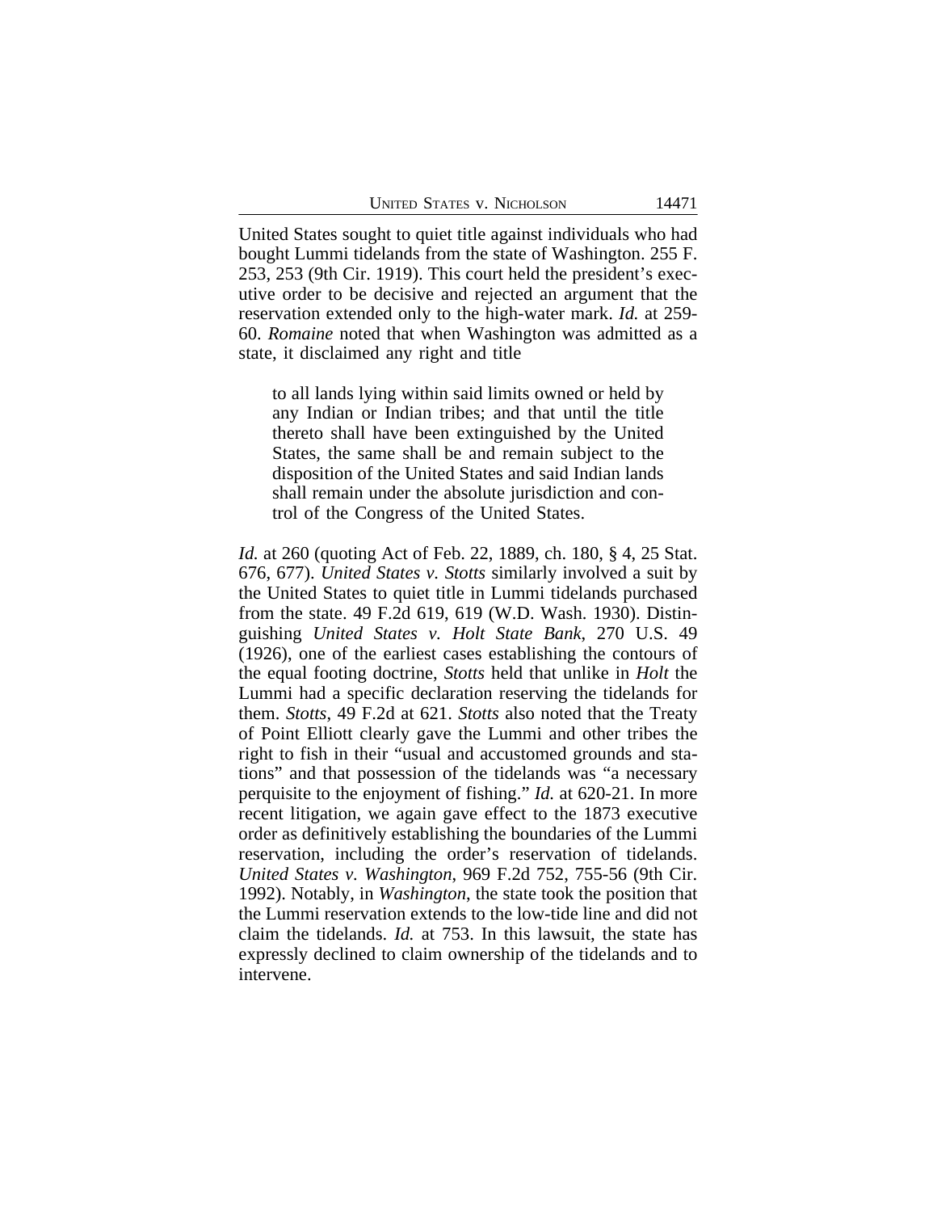United States sought to quiet title against individuals who had bought Lummi tidelands from the state of Washington. 255 F. 253, 253 (9th Cir. 1919). This court held the president's executive order to be decisive and rejected an argument that the reservation extended only to the high-water mark. *Id.* at 259-60. *Romaine* noted that when Washington was admitted as a state, it disclaimed any right and title

> to all lands lying within said limits owned or held by any Indian or Indian tribes; and that until the title thereto shall have been extinguished by the United States, the same shall be and remain subject to the disposition of the United States and said Indian lands shall remain under the absolute jurisdiction and control of the Congress of the United States.

*Id.* at 260 (quoting Act of Feb. 22, 1889, ch. 180, § 4, 25 Stat. 676, 677). *United States v. Stotts* similarly involved a suit by the United States to quiet title in Lummi tidelands purchased from the state. 49 F.2d 619, 619 (W.D. Wash. 1930). Distinguishing *United States v. Holt State Bank*, 270 U.S. 49 (1926), one of the earliest cases establishing the contours of the equal footing doctrine, *Stotts* held that unlike in *Holt* the Lummi had a specific declaration reserving the tidelands for them. *Stotts*, 49 F.2d at 621. *Stotts* also noted that the Treaty of Point Elliott clearly gave the Lummi and other tribes the right to fish in their "usual and accustomed grounds and stations" and that possession of the tidelands was "a necessary perquisite to the enjoyment of fishing." *Id.* at 620-21. In more recent litigation, we again gave effect to the 1873 executive order as definitively establishing the boundaries of the Lummi reservation, including the order's reservation of tidelands. *United States v. Washington*, 969 F.2d 752, 755-56 (9th Cir. 1992). Notably, in *Washington*, the state took the position that the Lummi reservation extends to the low-tide line and did not claim the tidelands. *Id.* at 753. In this lawsuit, the state has expressly declined to claim ownership of the tidelands and to intervene.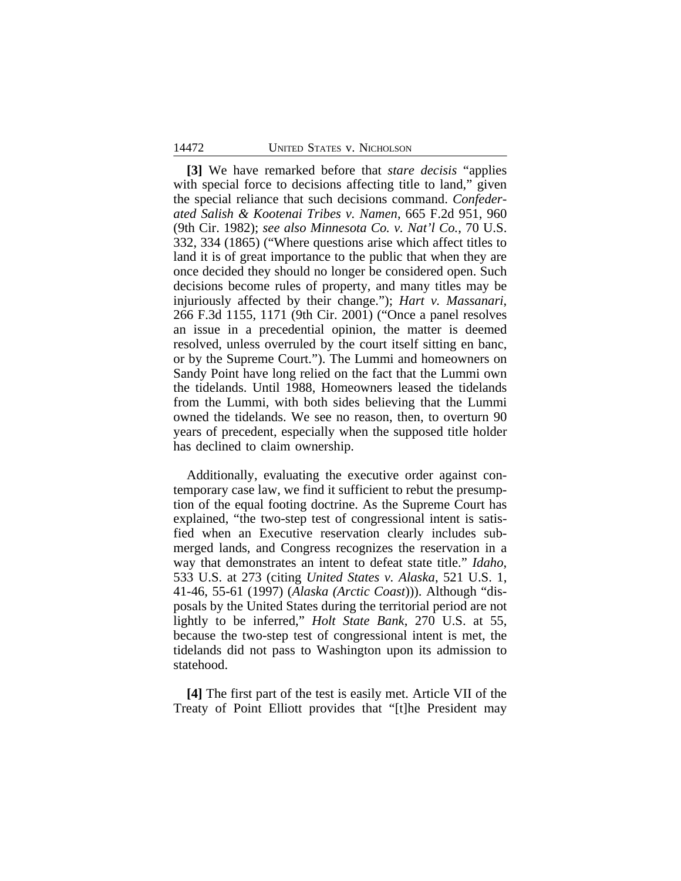**[3]** We have remarked before that *stare decisis* "applies with special force to decisions affecting title to land," given the special reliance that such decisions command. *Confederated Salish & Kootenai Tribes v. Namen*, 665 F.2d 951, 960 (9th Cir. 1982); *see also Minnesota Co. v. Nat'l Co.*, 70 U.S. 332, 334 (1865) ("Where questions arise which affect titles to land it is of great importance to the public that when they are once decided they should no longer be considered open. Such decisions become rules of property, and many titles may be injuriously affected by their change."); *Hart v. Massanari*, 266 F.3d 1155, 1171 (9th Cir. 2001) ("Once a panel resolves an issue in a precedential opinion, the matter is deemed resolved, unless overruled by the court itself sitting en banc, or by the Supreme Court."). The Lummi and homeowners on Sandy Point have long relied on the fact that the Lummi own the tidelands. Until 1988, Homeowners leased the tidelands from the Lummi, with both sides believing that the Lummi owned the tidelands. We see no reason, then, to overturn 90 years of precedent, especially when the supposed title holder has declined to claim ownership.

Additionally, evaluating the executive order against contemporary case law, we find it sufficient to rebut the presumption of the equal footing doctrine. As the Supreme Court has explained, "the two-step test of congressional intent is satisfied when an Executive reservation clearly includes submerged lands, and Congress recognizes the reservation in a way that demonstrates an intent to defeat state title." *Idaho*, 533 U.S. at 273 (citing *United States v. Alaska*, 521 U.S. 1, 41-46, 55-61 (1997) (*Alaska (Arctic Coast)*)). Although "disposals by the United States during the territorial period are not lightly to be inferred," *Holt State Bank*, 270 U.S. at 55, because the two-step test of congressional intent is met, the tidelands did not pass to Washington upon its admission to statehood.

**[4]** The first part of the test is easily met. Article VII of the Treaty of Point Elliott provides that "[t]he President may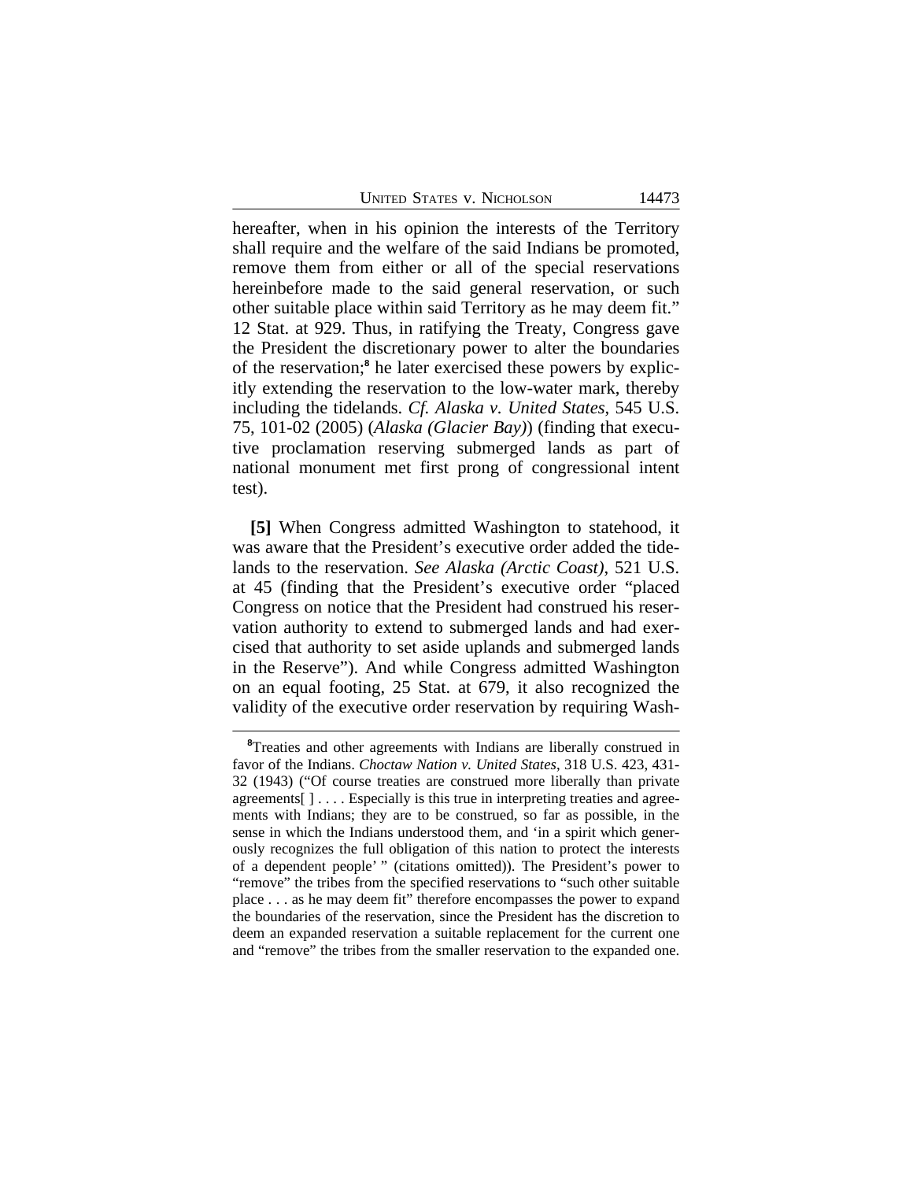hereafter, when in his opinion the interests of the Territory shall require and the welfare of the said Indians be promoted, remove them from either or all of the special reservations hereinbefore made to the said general reservation, or such other suitable place within said Territory as he may deem fit." 12 Stat. at 929. Thus, in ratifying the Treaty, Congress gave the President the discretionary power to alter the boundaries of the reservation;[8] he later exercised these powers by explicitly extending the reservation to the low-water mark, thereby including the tidelands. *Cf. Alaska v. United States*, 545 U.S. 75, 101-02 (2005) (*Alaska (Glacier Bay)*) (finding that executive proclamation reserving submerged lands as part of national monument met first prong of congressional intent test).

**[5]** When Congress admitted Washington to statehood, it was aware that the President's executive order added the tidelands to the reservation. *See Alaska (Arctic Coast)*, 521 U.S. at 45 (finding that the President's executive order "placed Congress on notice that the President had construed his reservation authority to extend to submerged lands and had exercised that authority to set aside uplands and submerged lands in the Reserve"). And while Congress admitted Washington on an equal footing, 25 Stat. at 679, it also recognized the validity of the executive order reservation by requiring Wash-

---

[8]Treaties and other agreements with Indians are liberally construed in favor of the Indians. *Choctaw Nation v. United States*, 318 U.S. 423, 431-32 (1943) ("Of course treaties are construed more liberally than private agreements[ ] . . . . Especially is this true in interpreting treaties and agreements with Indians; they are to be construed, so far as possible, in the sense in which the Indians understood them, and 'in a spirit which generously recognizes the full obligation of this nation to protect the interests of a dependent people' " (citations omitted)). The President's power to "remove" the tribes from the specified reservations to "such other suitable place . . . as he may deem fit" therefore encompasses the power to expand the boundaries of the reservation, since the President has the discretion to deem an expanded reservation a suitable replacement for the current one and "remove" the tribes from the smaller reservation to the expanded one.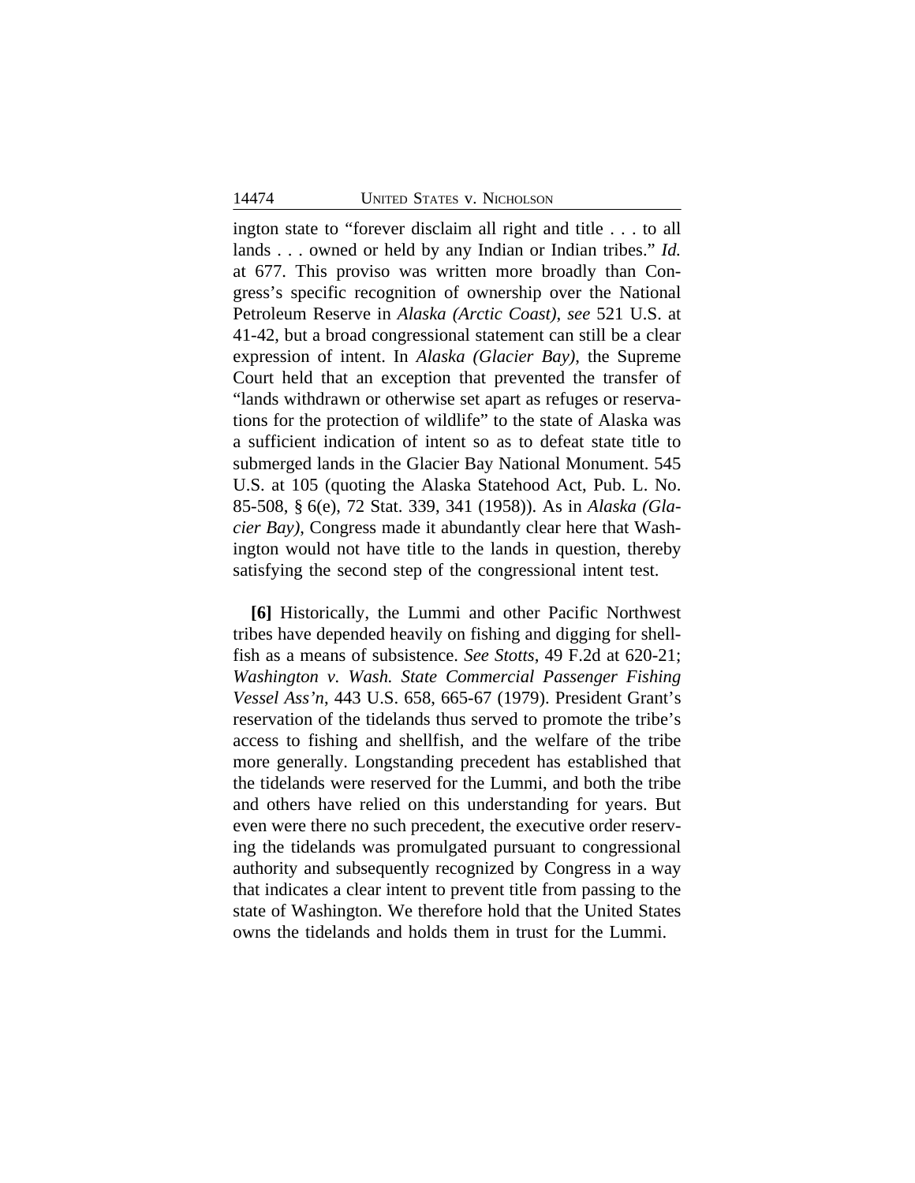ington state to "forever disclaim all right and title . . . to all lands . . . owned or held by any Indian or Indian tribes." *Id.* at 677. This proviso was written more broadly than Congress's specific recognition of ownership over the National Petroleum Reserve in *Alaska (Arctic Coast)*, *see* 521 U.S. at 41-42, but a broad congressional statement can still be a clear expression of intent. In *Alaska (Glacier Bay)*, the Supreme Court held that an exception that prevented the transfer of "lands withdrawn or otherwise set apart as refuges or reservations for the protection of wildlife" to the state of Alaska was a sufficient indication of intent so as to defeat state title to submerged lands in the Glacier Bay National Monument. 545 U.S. at 105 (quoting the Alaska Statehood Act, Pub. L. No. 85-508, § 6(e), 72 Stat. 339, 341 (1958)). As in *Alaska (Glacier Bay)*, Congress made it abundantly clear here that Washington would not have title to the lands in question, thereby satisfying the second step of the congressional intent test.

**[6]** Historically, the Lummi and other Pacific Northwest tribes have depended heavily on fishing and digging for shellfish as a means of subsistence. *See Stotts*, 49 F.2d at 620-21; *Washington v. Wash. State Commercial Passenger Fishing Vessel Ass'n*, 443 U.S. 658, 665-67 (1979). President Grant's reservation of the tidelands thus served to promote the tribe's access to fishing and shellfish, and the welfare of the tribe more generally. Longstanding precedent has established that the tidelands were reserved for the Lummi, and both the tribe and others have relied on this understanding for years. But even were there no such precedent, the executive order reserving the tidelands was promulgated pursuant to congressional authority and subsequently recognized by Congress in a way that indicates a clear intent to prevent title from passing to the state of Washington. We therefore hold that the United States owns the tidelands and holds them in trust for the Lummi.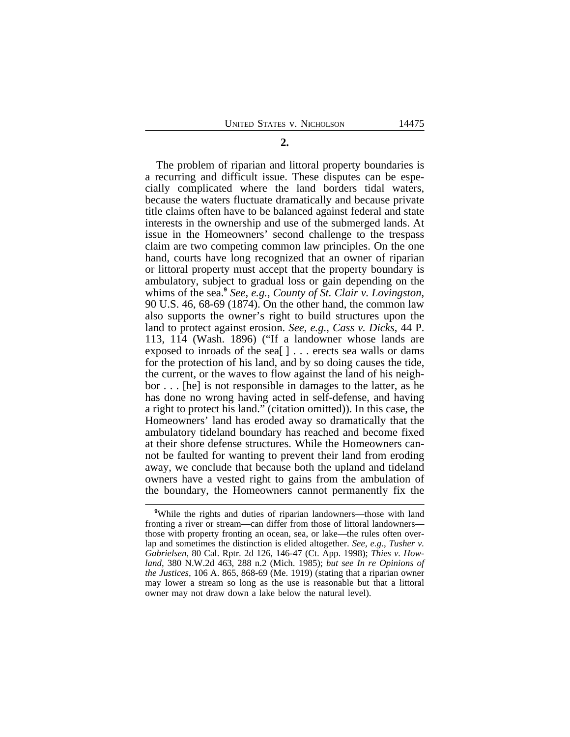**2.**

The problem of riparian and littoral property boundaries is a recurring and difficult issue. These disputes can be especially complicated where the land borders tidal waters, because the waters fluctuate dramatically and because private title claims often have to be balanced against federal and state interests in the ownership and use of the submerged lands. At issue in the Homeowners' second challenge to the trespass claim are two competing common law principles. On the one hand, courts have long recognized that an owner of riparian or littoral property must accept that the property boundary is ambulatory, subject to gradual loss or gain depending on the whims of the sea.[9] *See, e.g.*, *County of St. Clair v. Lovingston*, 90 U.S. 46, 68-69 (1874). On the other hand, the common law also supports the owner's right to build structures upon the land to protect against erosion. *See, e.g.*, *Cass v. Dicks*, 44 P. 113, 114 (Wash. 1896) ("If a landowner whose lands are exposed to inroads of the sea[ ] . . . erects sea walls or dams for the protection of his land, and by so doing causes the tide, the current, or the waves to flow against the land of his neighbor . . . [he] is not responsible in damages to the latter, as he has done no wrong having acted in self-defense, and having a right to protect his land." (citation omitted)). In this case, the Homeowners' land has eroded away so dramatically that the ambulatory tideland boundary has reached and become fixed at their shore defense structures. While the Homeowners cannot be faulted for wanting to prevent their land from eroding away, we conclude that because both the upland and tideland owners have a vested right to gains from the ambulation of the boundary, the Homeowners cannot permanently fix the

[9]While the rights and duties of riparian landowners—those with land fronting a river or stream—can differ from those of littoral landowners—those with property fronting an ocean, sea, or lake—the rules often overlap and sometimes the distinction is elided altogether. *See, e.g.*, *Tusher v. Gabrielsen*, 80 Cal. Rptr. 2d 126, 146-47 (Ct. App. 1998); *Thies v. Howland*, 380 N.W.2d 463, 288 n.2 (Mich. 1985); *but see In re Opinions of the Justices*, 106 A. 865, 868-69 (Me. 1919) (stating that a riparian owner may lower a stream so long as the use is reasonable but that a littoral owner may not draw down a lake below the natural level).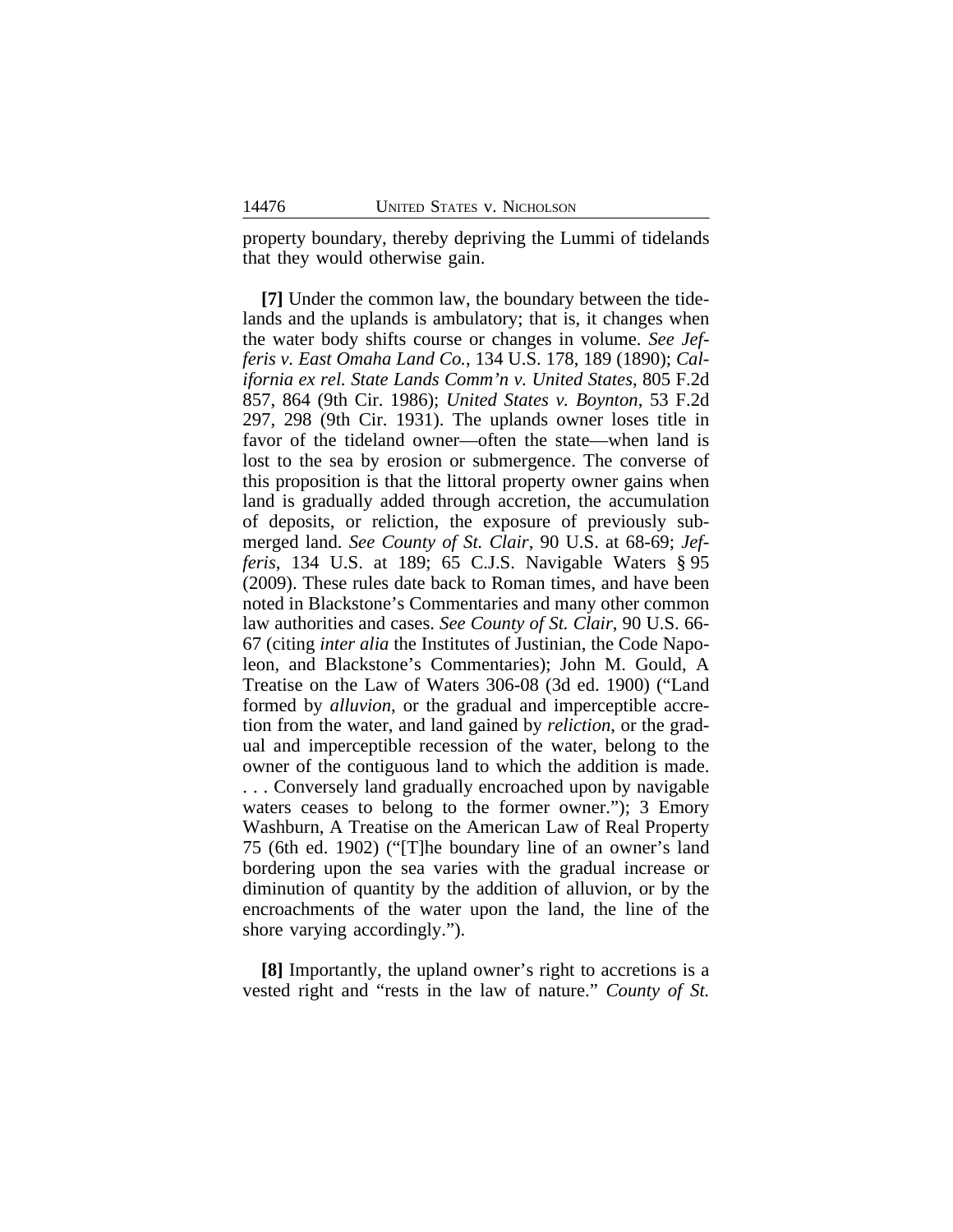property boundary, thereby depriving the Lummi of tidelands that they would otherwise gain.

**[7]** Under the common law, the boundary between the tidelands and the uplands is ambulatory; that is, it changes when the water body shifts course or changes in volume. *See Jefferis v. East Omaha Land Co.*, 134 U.S. 178, 189 (1890); *California ex rel. State Lands Comm'n v. United States*, 805 F.2d 857, 864 (9th Cir. 1986); *United States v. Boynton*, 53 F.2d 297, 298 (9th Cir. 1931). The uplands owner loses title in favor of the tideland owner—often the state—when land is lost to the sea by erosion or submergence. The converse of this proposition is that the littoral property owner gains when land is gradually added through accretion, the accumulation of deposits, or reliction, the exposure of previously submerged land. *See County of St. Clair*, 90 U.S. at 68-69; *Jefferis*, 134 U.S. at 189; 65 C.J.S. Navigable Waters § 95 (2009). These rules date back to Roman times, and have been noted in Blackstone's Commentaries and many other common law authorities and cases. *See County of St. Clair*, 90 U.S. 66-67 (citing *inter alia* the Institutes of Justinian, the Code Napoleon, and Blackstone's Commentaries); John M. Gould, A Treatise on the Law of Waters 306-08 (3d ed. 1900) ("Land formed by *alluvion*, or the gradual and imperceptible accretion from the water, and land gained by *reliction*, or the gradual and imperceptible recession of the water, belong to the owner of the contiguous land to which the addition is made. . . . Conversely land gradually encroached upon by navigable waters ceases to belong to the former owner."); 3 Emory Washburn, A Treatise on the American Law of Real Property 75 (6th ed. 1902) ("[T]he boundary line of an owner's land bordering upon the sea varies with the gradual increase or diminution of quantity by the addition of alluvion, or by the encroachments of the water upon the land, the line of the shore varying accordingly.").

**[8]** Importantly, the upland owner's right to accretions is a vested right and "rests in the law of nature." *County of St.*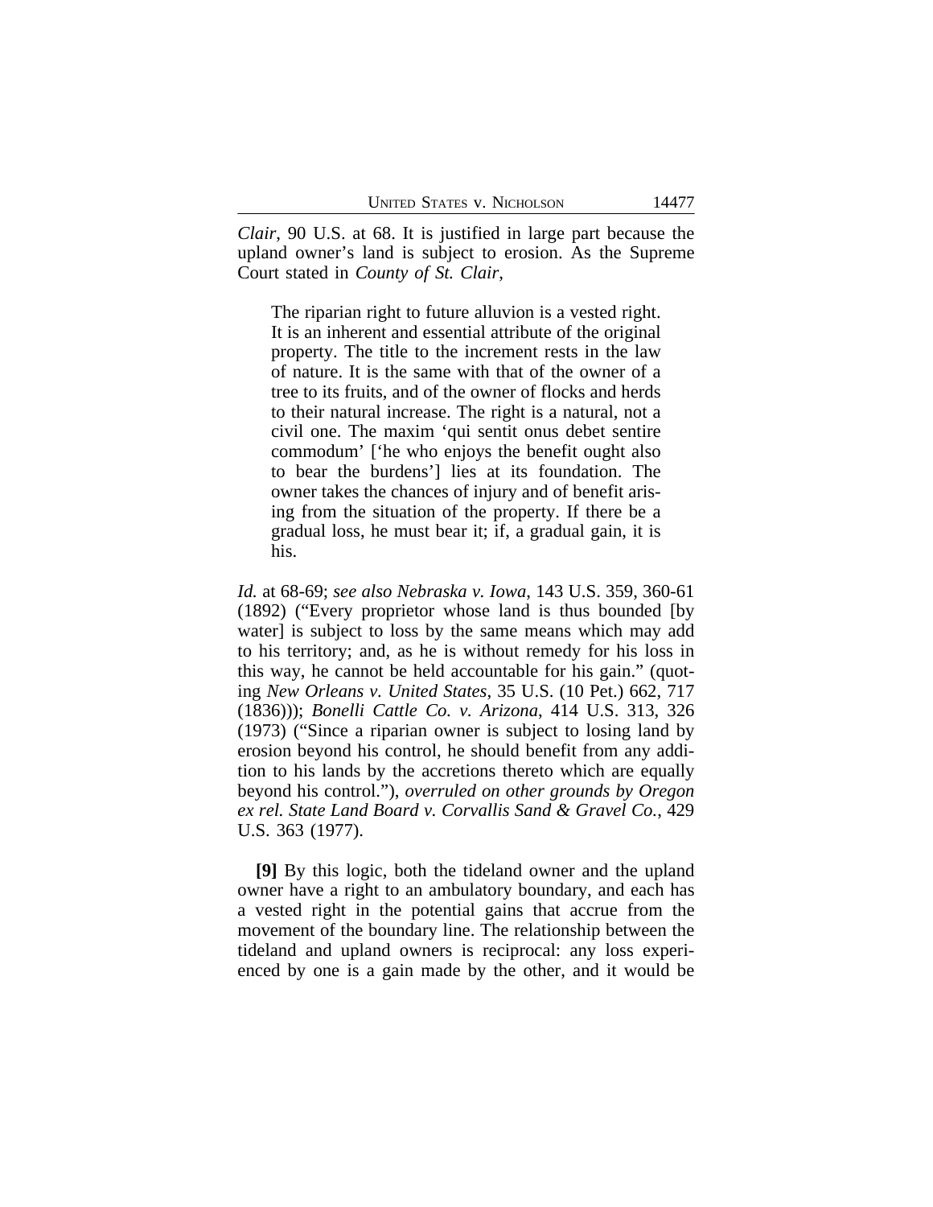*Clair*, 90 U.S. at 68. It is justified in large part because the upland owner's land is subject to erosion. As the Supreme Court stated in *County of St. Clair*,

> The riparian right to future alluvion is a vested right. It is an inherent and essential attribute of the original property. The title to the increment rests in the law of nature. It is the same with that of the owner of a tree to its fruits, and of the owner of flocks and herds to their natural increase. The right is a natural, not a civil one. The maxim 'qui sentit onus debet sentire commodum' ['he who enjoys the benefit ought also to bear the burdens'] lies at its foundation. The owner takes the chances of injury and of benefit arising from the situation of the property. If there be a gradual loss, he must bear it; if, a gradual gain, it is his.

*Id.* at 68-69; *see also Nebraska v. Iowa*, 143 U.S. 359, 360-61 (1892) ("Every proprietor whose land is thus bounded [by water] is subject to loss by the same means which may add to his territory; and, as he is without remedy for his loss in this way, he cannot be held accountable for his gain." (quoting *New Orleans v. United States*, 35 U.S. (10 Pet.) 662, 717 (1836))); *Bonelli Cattle Co. v. Arizona*, 414 U.S. 313, 326 (1973) ("Since a riparian owner is subject to losing land by erosion beyond his control, he should benefit from any addition to his lands by the accretions thereto which are equally beyond his control."), *overruled on other grounds by Oregon ex rel. State Land Board v. Corvallis Sand & Gravel Co.*, 429 U.S. 363 (1977).

**[9]** By this logic, both the tideland owner and the upland owner have a right to an ambulatory boundary, and each has a vested right in the potential gains that accrue from the movement of the boundary line. The relationship between the tideland and upland owners is reciprocal: any loss experienced by one is a gain made by the other, and it would be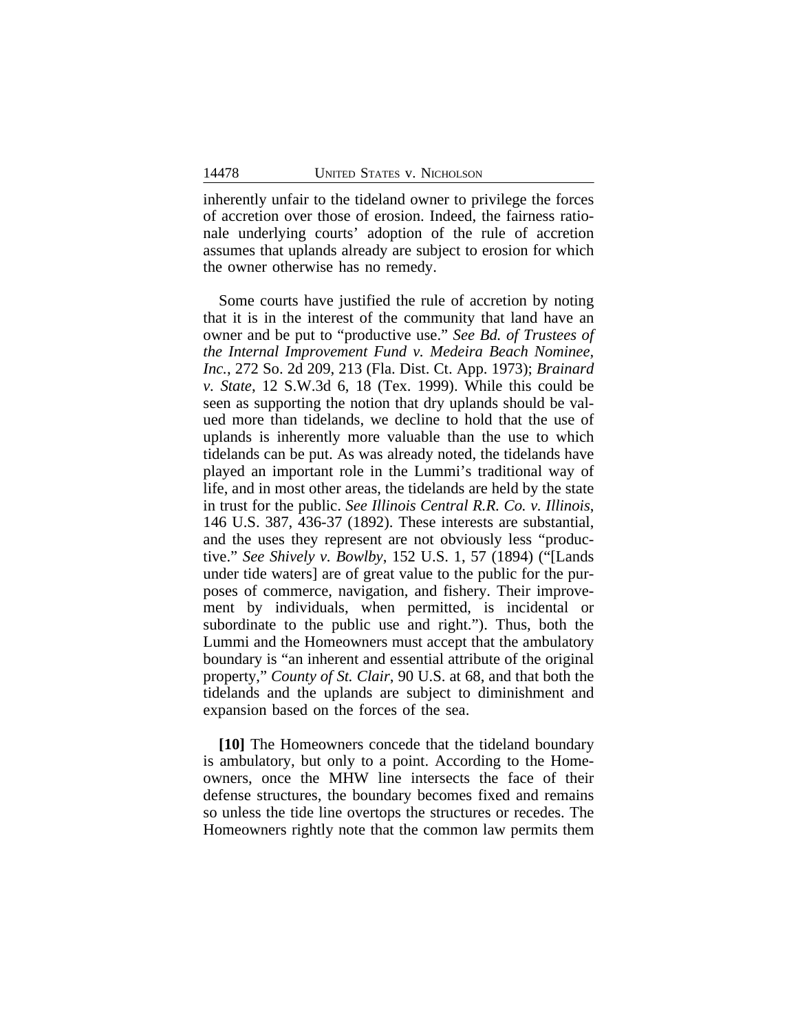inherently unfair to the tideland owner to privilege the forces of accretion over those of erosion. Indeed, the fairness rationale underlying courts' adoption of the rule of accretion assumes that uplands already are subject to erosion for which the owner otherwise has no remedy.

Some courts have justified the rule of accretion by noting that it is in the interest of the community that land have an owner and be put to "productive use." *See Bd. of Trustees of the Internal Improvement Fund v. Medeira Beach Nominee, Inc.*, 272 So. 2d 209, 213 (Fla. Dist. Ct. App. 1973); *Brainard v. State*, 12 S.W.3d 6, 18 (Tex. 1999). While this could be seen as supporting the notion that dry uplands should be valued more than tidelands, we decline to hold that the use of uplands is inherently more valuable than the use to which tidelands can be put. As was already noted, the tidelands have played an important role in the Lummi's traditional way of life, and in most other areas, the tidelands are held by the state in trust for the public. *See Illinois Central R.R. Co. v. Illinois*, 146 U.S. 387, 436-37 (1892). These interests are substantial, and the uses they represent are not obviously less "productive." *See Shively v. Bowlby*, 152 U.S. 1, 57 (1894) ("[Lands under tide waters] are of great value to the public for the purposes of commerce, navigation, and fishery. Their improvement by individuals, when permitted, is incidental or subordinate to the public use and right."). Thus, both the Lummi and the Homeowners must accept that the ambulatory boundary is "an inherent and essential attribute of the original property," *County of St. Clair*, 90 U.S. at 68, and that both the tidelands and the uplands are subject to diminishment and expansion based on the forces of the sea.

**[10]** The Homeowners concede that the tideland boundary is ambulatory, but only to a point. According to the Homeowners, once the MHW line intersects the face of their defense structures, the boundary becomes fixed and remains so unless the tide line overtops the structures or recedes. The Homeowners rightly note that the common law permits them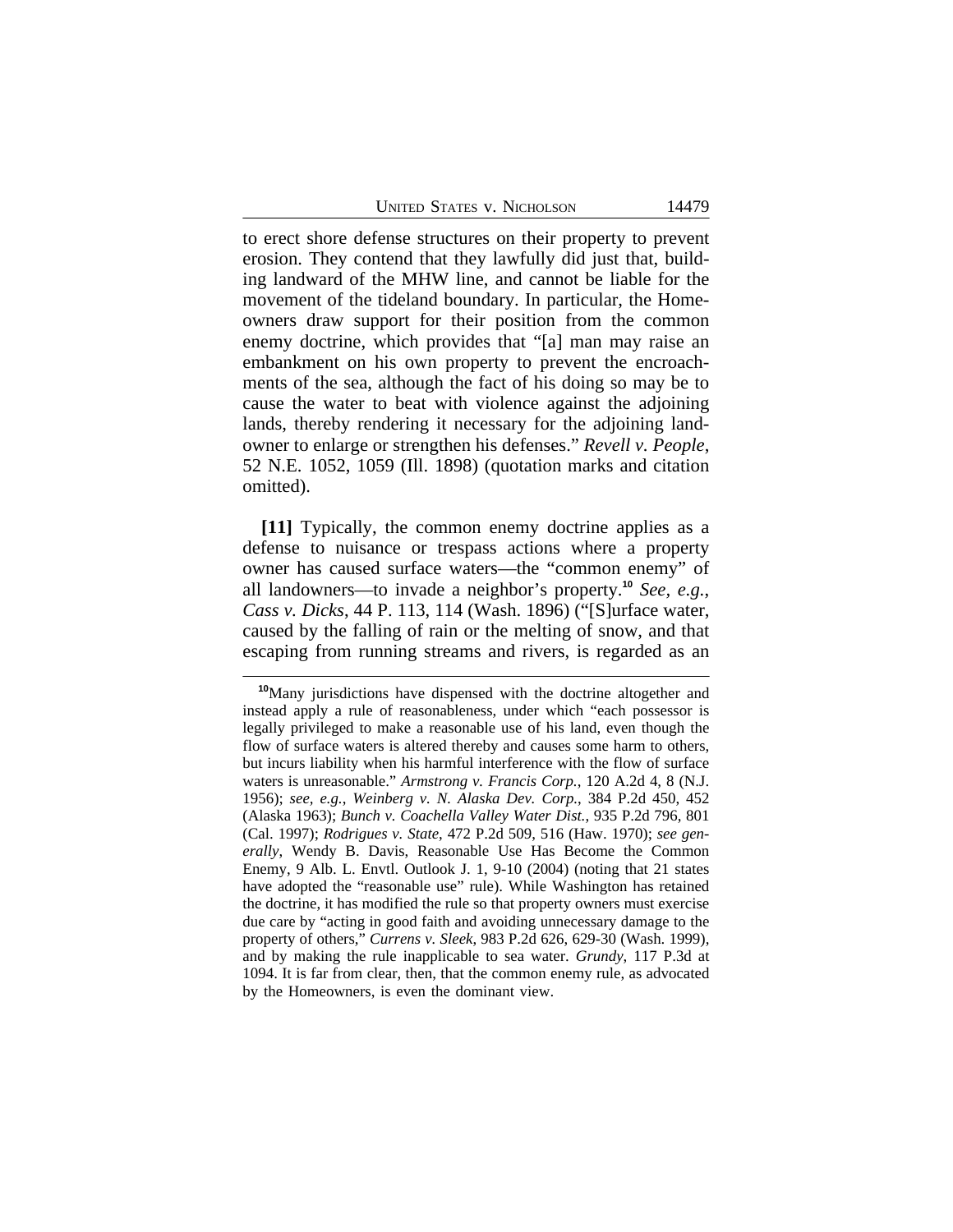to erect shore defense structures on their property to prevent erosion. They contend that they lawfully did just that, building landward of the MHW line, and cannot be liable for the movement of the tideland boundary. In particular, the Homeowners draw support for their position from the common enemy doctrine, which provides that "[a] man may raise an embankment on his own property to prevent the encroachments of the sea, although the fact of his doing so may be to cause the water to beat with violence against the adjoining lands, thereby rendering it necessary for the adjoining landowner to enlarge or strengthen his defenses." *Revell v. People*, 52 N.E. 1052, 1059 (Ill. 1898) (quotation marks and citation omitted).

**[11]** Typically, the common enemy doctrine applies as a defense to nuisance or trespass actions where a property owner has caused surface waters—the "common enemy" of all landowners—to invade a neighbor's property.[10] *See, e.g.*, *Cass v. Dicks*, 44 P. 113, 114 (Wash. 1896) ("[S]urface water, caused by the falling of rain or the melting of snow, and that escaping from running streams and rivers, is regarded as an

---

[10]Many jurisdictions have dispensed with the doctrine altogether and instead apply a rule of reasonableness, under which "each possessor is legally privileged to make a reasonable use of his land, even though the flow of surface waters is altered thereby and causes some harm to others, but incurs liability when his harmful interference with the flow of surface waters is unreasonable." *Armstrong v. Francis Corp.*, 120 A.2d 4, 8 (N.J. 1956); *see, e.g.*, *Weinberg v. N. Alaska Dev. Corp.*, 384 P.2d 450, 452 (Alaska 1963); *Bunch v. Coachella Valley Water Dist.*, 935 P.2d 796, 801 (Cal. 1997); *Rodrigues v. State*, 472 P.2d 509, 516 (Haw. 1970); *see generally*, Wendy B. Davis, Reasonable Use Has Become the Common Enemy, 9 Alb. L. Envtl. Outlook J. 1, 9-10 (2004) (noting that 21 states have adopted the "reasonable use" rule). While Washington has retained the doctrine, it has modified the rule so that property owners must exercise due care by "acting in good faith and avoiding unnecessary damage to the property of others," *Currens v. Sleek*, 983 P.2d 626, 629-30 (Wash. 1999), and by making the rule inapplicable to sea water. *Grundy*, 117 P.3d at 1094. It is far from clear, then, that the common enemy rule, as advocated by the Homeowners, is even the dominant view.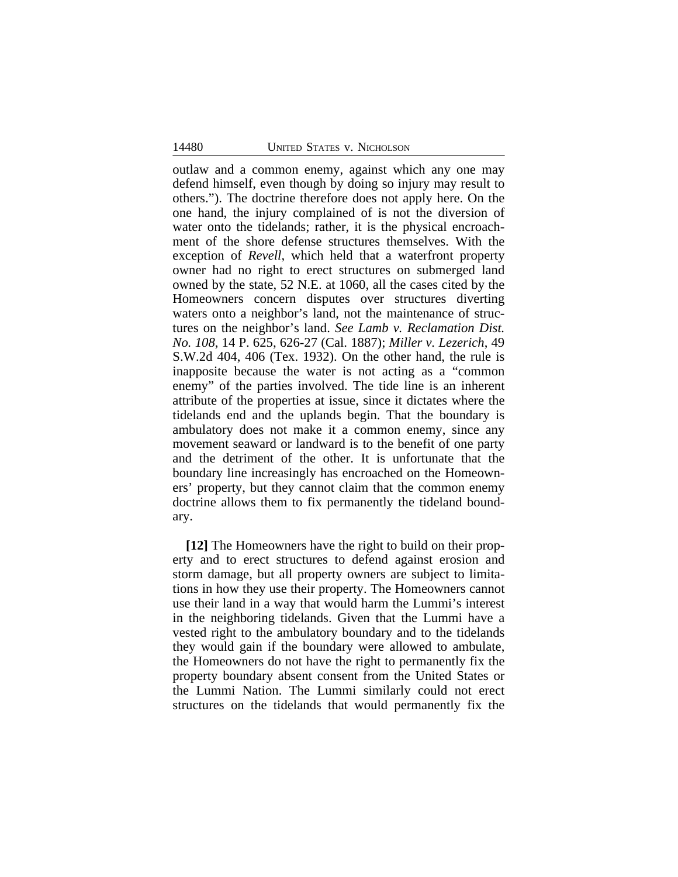outlaw and a common enemy, against which any one may defend himself, even though by doing so injury may result to others."). The doctrine therefore does not apply here. On the one hand, the injury complained of is not the diversion of water onto the tidelands; rather, it is the physical encroachment of the shore defense structures themselves. With the exception of *Revell*, which held that a waterfront property owner had no right to erect structures on submerged land owned by the state, 52 N.E. at 1060, all the cases cited by the Homeowners concern disputes over structures diverting waters onto a neighbor's land, not the maintenance of structures on the neighbor's land. *See Lamb v. Reclamation Dist. No. 108*, 14 P. 625, 626-27 (Cal. 1887); *Miller v. Lezerich*, 49 S.W.2d 404, 406 (Tex. 1932). On the other hand, the rule is inapposite because the water is not acting as a "common enemy" of the parties involved. The tide line is an inherent attribute of the properties at issue, since it dictates where the tidelands end and the uplands begin. That the boundary is ambulatory does not make it a common enemy, since any movement seaward or landward is to the benefit of one party and the detriment of the other. It is unfortunate that the boundary line increasingly has encroached on the Homeowners' property, but they cannot claim that the common enemy doctrine allows them to fix permanently the tideland boundary.

**[12]** The Homeowners have the right to build on their property and to erect structures to defend against erosion and storm damage, but all property owners are subject to limitations in how they use their property. The Homeowners cannot use their land in a way that would harm the Lummi's interest in the neighboring tidelands. Given that the Lummi have a vested right to the ambulatory boundary and to the tidelands they would gain if the boundary were allowed to ambulate, the Homeowners do not have the right to permanently fix the property boundary absent consent from the United States or the Lummi Nation. The Lummi similarly could not erect structures on the tidelands that would permanently fix the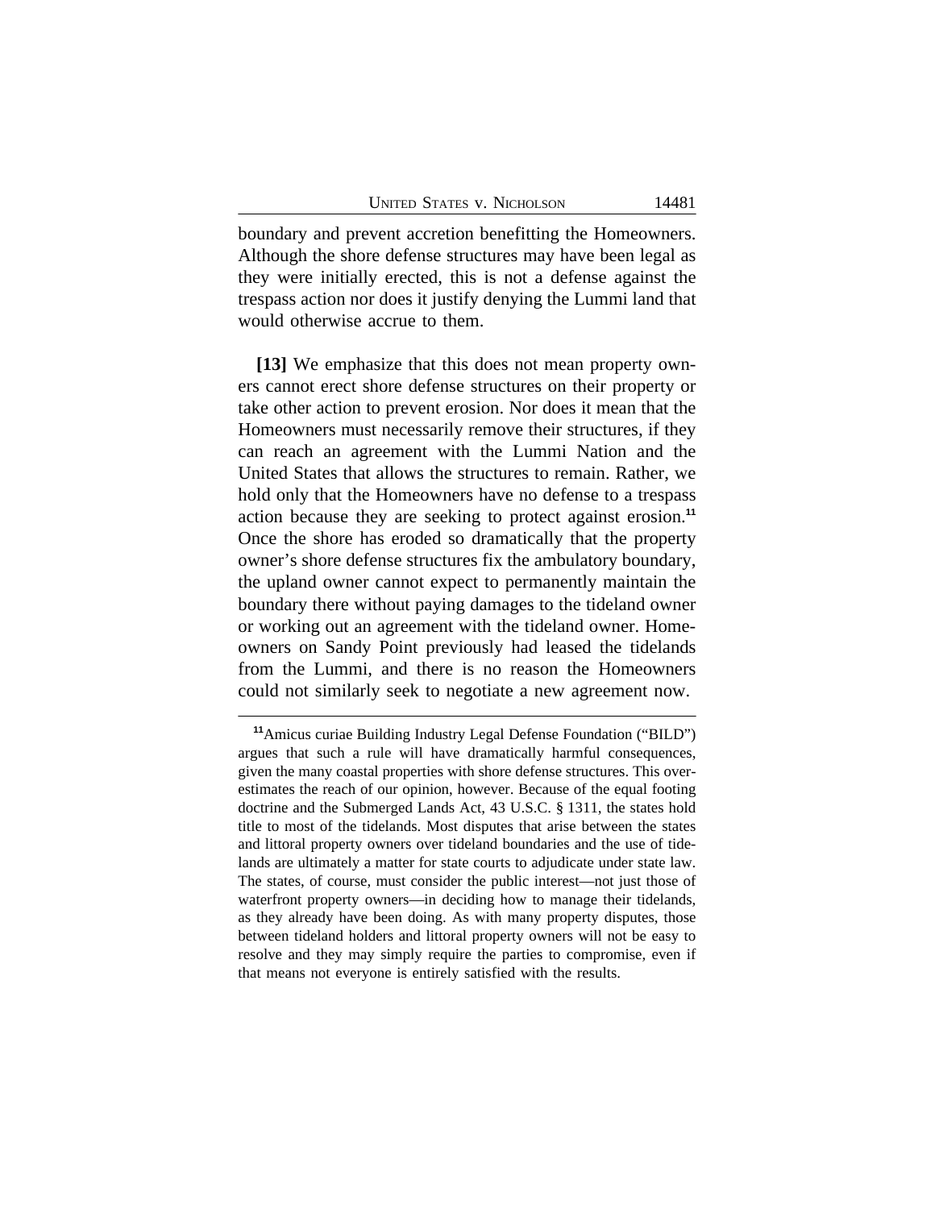boundary and prevent accretion benefitting the Homeowners. Although the shore defense structures may have been legal as they were initially erected, this is not a defense against the trespass action nor does it justify denying the Lummi land that would otherwise accrue to them.

**[13]** We emphasize that this does not mean property owners cannot erect shore defense structures on their property or take other action to prevent erosion. Nor does it mean that the Homeowners must necessarily remove their structures, if they can reach an agreement with the Lummi Nation and the United States that allows the structures to remain. Rather, we hold only that the Homeowners have no defense to a trespass action because they are seeking to protect against erosion.[11] Once the shore has eroded so dramatically that the property owner's shore defense structures fix the ambulatory boundary, the upland owner cannot expect to permanently maintain the boundary there without paying damages to the tideland owner or working out an agreement with the tideland owner. Homeowners on Sandy Point previously had leased the tidelands from the Lummi, and there is no reason the Homeowners could not similarly seek to negotiate a new agreement now.

---

[11] Amicus curiae Building Industry Legal Defense Foundation ("BILD") argues that such a rule will have dramatically harmful consequences, given the many coastal properties with shore defense structures. This overestimates the reach of our opinion, however. Because of the equal footing doctrine and the Submerged Lands Act, 43 U.S.C. § 1311, the states hold title to most of the tidelands. Most disputes that arise between the states and littoral property owners over tideland boundaries and the use of tidelands are ultimately a matter for state courts to adjudicate under state law. The states, of course, must consider the public interest—not just those of waterfront property owners—in deciding how to manage their tidelands, as they already have been doing. As with many property disputes, those between tideland holders and littoral property owners will not be easy to resolve and they may simply require the parties to compromise, even if that means not everyone is entirely satisfied with the results.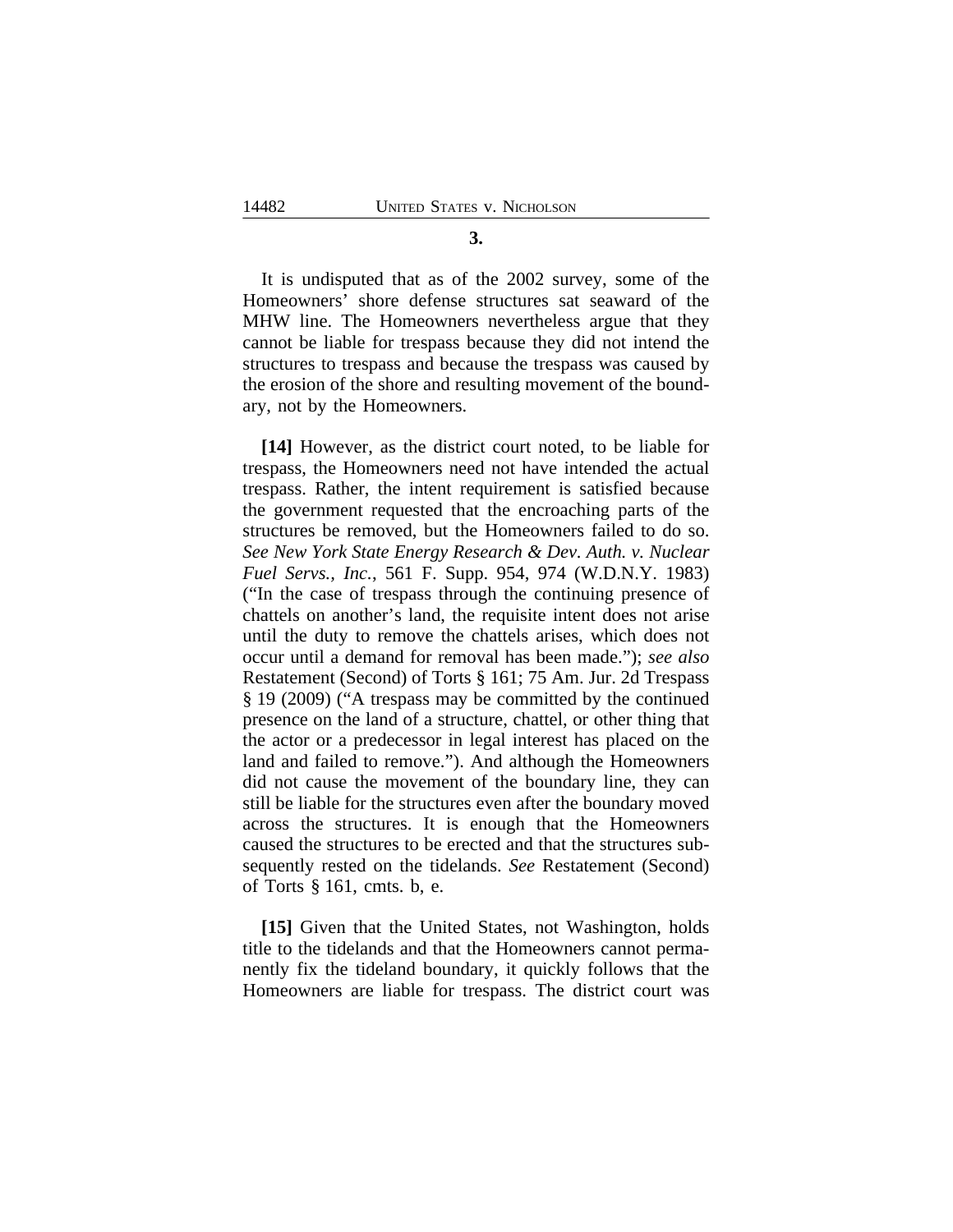**3.**

It is undisputed that as of the 2002 survey, some of the Homeowners' shore defense structures sat seaward of the MHW line. The Homeowners nevertheless argue that they cannot be liable for trespass because they did not intend the structures to trespass and because the trespass was caused by the erosion of the shore and resulting movement of the boundary, not by the Homeowners.

**[14]** However, as the district court noted, to be liable for trespass, the Homeowners need not have intended the actual trespass. Rather, the intent requirement is satisfied because the government requested that the encroaching parts of the structures be removed, but the Homeowners failed to do so. *See New York State Energy Research & Dev. Auth. v. Nuclear Fuel Servs., Inc.*, 561 F. Supp. 954, 974 (W.D.N.Y. 1983) ("In the case of trespass through the continuing presence of chattels on another's land, the requisite intent does not arise until the duty to remove the chattels arises, which does not occur until a demand for removal has been made."); *see also* Restatement (Second) of Torts § 161; 75 Am. Jur. 2d Trespass § 19 (2009) ("A trespass may be committed by the continued presence on the land of a structure, chattel, or other thing that the actor or a predecessor in legal interest has placed on the land and failed to remove."). And although the Homeowners did not cause the movement of the boundary line, they can still be liable for the structures even after the boundary moved across the structures. It is enough that the Homeowners caused the structures to be erected and that the structures subsequently rested on the tidelands. *See* Restatement (Second) of Torts § 161, cmts. b, e.

**[15]** Given that the United States, not Washington, holds title to the tidelands and that the Homeowners cannot permanently fix the tideland boundary, it quickly follows that the Homeowners are liable for trespass. The district court was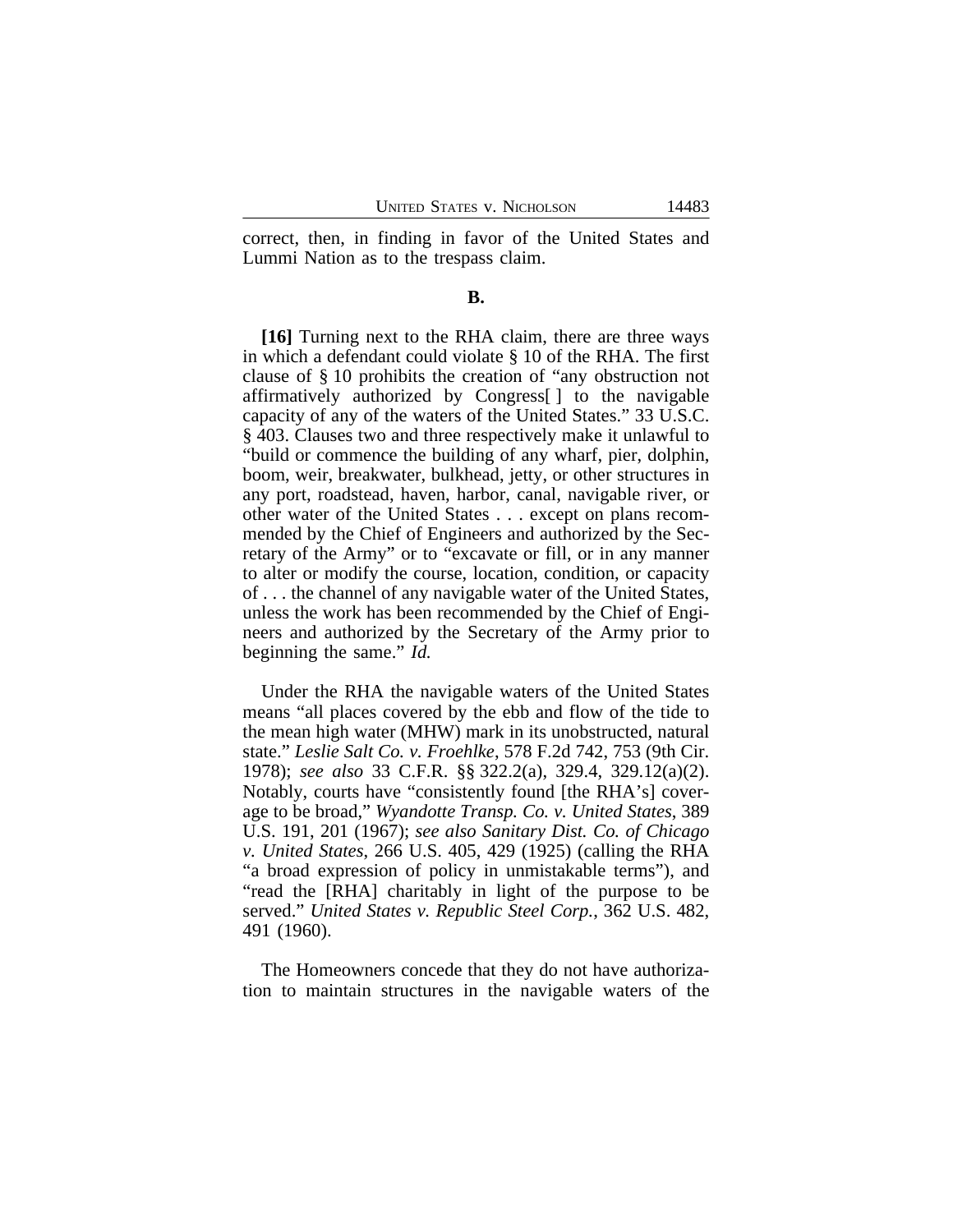correct, then, in finding in favor of the United States and Lummi Nation as to the trespass claim.

### B.

**[16]** Turning next to the RHA claim, there are three ways in which a defendant could violate § 10 of the RHA. The first clause of § 10 prohibits the creation of "any obstruction not affirmatively authorized by Congress[ ] to the navigable capacity of any of the waters of the United States." 33 U.S.C. § 403. Clauses two and three respectively make it unlawful to "build or commence the building of any wharf, pier, dolphin, boom, weir, breakwater, bulkhead, jetty, or other structures in any port, roadstead, haven, harbor, canal, navigable river, or other water of the United States . . . except on plans recommended by the Chief of Engineers and authorized by the Secretary of the Army" or to "excavate or fill, or in any manner to alter or modify the course, location, condition, or capacity of . . . the channel of any navigable water of the United States, unless the work has been recommended by the Chief of Engineers and authorized by the Secretary of the Army prior to beginning the same." *Id.*

Under the RHA the navigable waters of the United States means "all places covered by the ebb and flow of the tide to the mean high water (MHW) mark in its unobstructed, natural state." *Leslie Salt Co. v. Froehlke*, 578 F.2d 742, 753 (9th Cir. 1978); *see also* 33 C.F.R. §§ 322.2(a), 329.4, 329.12(a)(2). Notably, courts have "consistently found [the RHA's] coverage to be broad," *Wyandotte Transp. Co. v. United States*, 389 U.S. 191, 201 (1967); *see also Sanitary Dist. Co. of Chicago v. United States*, 266 U.S. 405, 429 (1925) (calling the RHA "a broad expression of policy in unmistakable terms"), and "read the [RHA] charitably in light of the purpose to be served." *United States v. Republic Steel Corp.*, 362 U.S. 482, 491 (1960).

The Homeowners concede that they do not have authorization to maintain structures in the navigable waters of the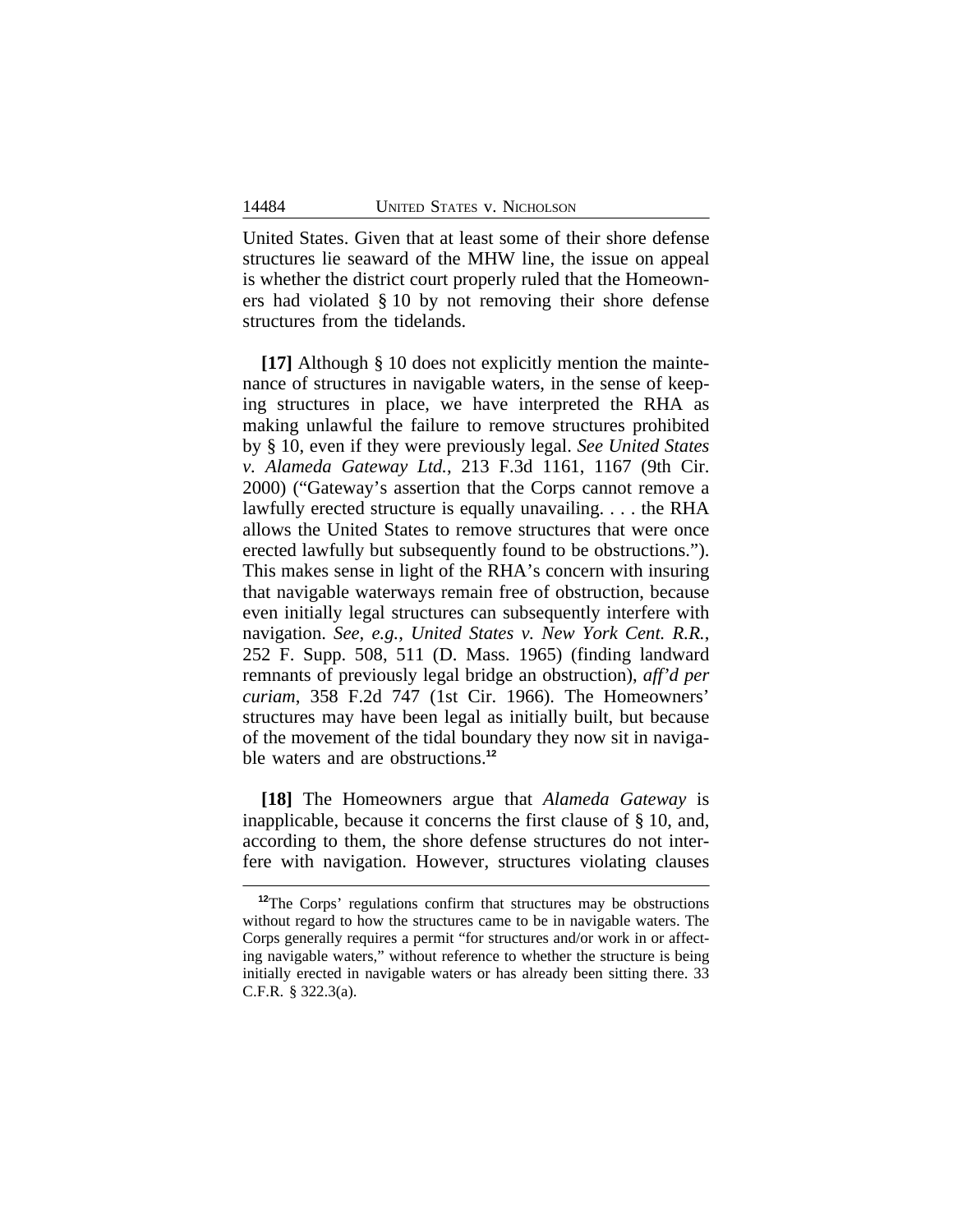United States. Given that at least some of their shore defense structures lie seaward of the MHW line, the issue on appeal is whether the district court properly ruled that the Homeowners had violated § 10 by not removing their shore defense structures from the tidelands.

**[17]** Although § 10 does not explicitly mention the maintenance of structures in navigable waters, in the sense of keeping structures in place, we have interpreted the RHA as making unlawful the failure to remove structures prohibited by § 10, even if they were previously legal. *See United States v. Alameda Gateway Ltd.*, 213 F.3d 1161, 1167 (9th Cir. 2000) ("Gateway's assertion that the Corps cannot remove a lawfully erected structure is equally unavailing. . . . the RHA allows the United States to remove structures that were once erected lawfully but subsequently found to be obstructions."). This makes sense in light of the RHA's concern with insuring that navigable waterways remain free of obstruction, because even initially legal structures can subsequently interfere with navigation. *See, e.g., United States v. New York Cent. R.R.*, 252 F. Supp. 508, 511 (D. Mass. 1965) (finding landward remnants of previously legal bridge an obstruction), *aff'd per curiam*, 358 F.2d 747 (1st Cir. 1966). The Homeowners' structures may have been legal as initially built, but because of the movement of the tidal boundary they now sit in navigable waters and are obstructions.[12]

**[18]** The Homeowners argue that *Alameda Gateway* is inapplicable, because it concerns the first clause of § 10, and, according to them, the shore defense structures do not interfere with navigation. However, structures violating clauses

---

[12]The Corps' regulations confirm that structures may be obstructions without regard to how the structures came to be in navigable waters. The Corps generally requires a permit "for structures and/or work in or affecting navigable waters," without reference to whether the structure is being initially erected in navigable waters or has already been sitting there. 33 C.F.R. § 322.3(a).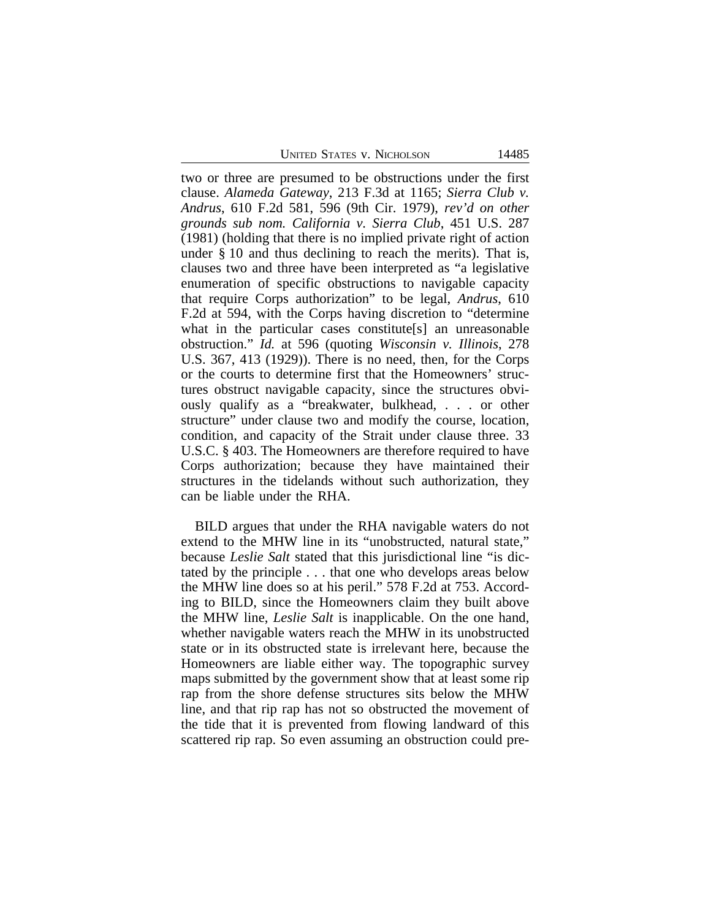two or three are presumed to be obstructions under the first clause. *Alameda Gateway*, 213 F.3d at 1165; *Sierra Club v. Andrus*, 610 F.2d 581, 596 (9th Cir. 1979), *rev'd on other grounds sub nom. California v. Sierra Club*, 451 U.S. 287 (1981) (holding that there is no implied private right of action under § 10 and thus declining to reach the merits). That is, clauses two and three have been interpreted as "a legislative enumeration of specific obstructions to navigable capacity that require Corps authorization" to be legal, *Andrus*, 610 F.2d at 594, with the Corps having discretion to "determine what in the particular cases constitute[s] an unreasonable obstruction." *Id.* at 596 (quoting *Wisconsin v. Illinois*, 278 U.S. 367, 413 (1929)). There is no need, then, for the Corps or the courts to determine first that the Homeowners' structures obstruct navigable capacity, since the structures obviously qualify as a "breakwater, bulkhead, . . . or other structure" under clause two and modify the course, location, condition, and capacity of the Strait under clause three. 33 U.S.C. § 403. The Homeowners are therefore required to have Corps authorization; because they have maintained their structures in the tidelands without such authorization, they can be liable under the RHA.

BILD argues that under the RHA navigable waters do not extend to the MHW line in its "unobstructed, natural state," because *Leslie Salt* stated that this jurisdictional line "is dictated by the principle . . . that one who develops areas below the MHW line does so at his peril." 578 F.2d at 753. According to BILD, since the Homeowners claim they built above the MHW line, *Leslie Salt* is inapplicable. On the one hand, whether navigable waters reach the MHW in its unobstructed state or in its obstructed state is irrelevant here, because the Homeowners are liable either way. The topographic survey maps submitted by the government show that at least some rip rap from the shore defense structures sits below the MHW line, and that rip rap has not so obstructed the movement of the tide that it is prevented from flowing landward of this scattered rip rap. So even assuming an obstruction could pre-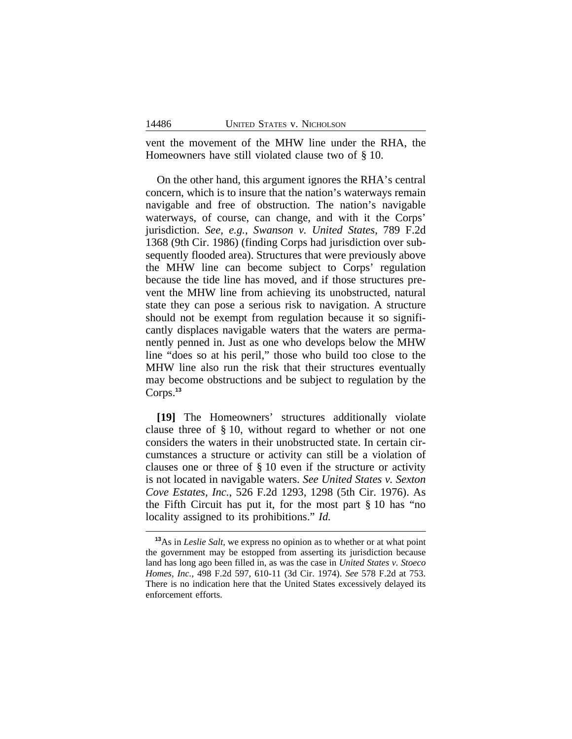vent the movement of the MHW line under the RHA, the Homeowners have still violated clause two of § 10.

On the other hand, this argument ignores the RHA's central concern, which is to insure that the nation's waterways remain navigable and free of obstruction. The nation's navigable waterways, of course, can change, and with it the Corps' jurisdiction. *See, e.g.*, *Swanson v. United States*, 789 F.2d 1368 (9th Cir. 1986) (finding Corps had jurisdiction over subsequently flooded area). Structures that were previously above the MHW line can become subject to Corps' regulation because the tide line has moved, and if those structures prevent the MHW line from achieving its unobstructed, natural state they can pose a serious risk to navigation. A structure should not be exempt from regulation because it so significantly displaces navigable waters that the waters are permanently penned in. Just as one who develops below the MHW line "does so at his peril," those who build too close to the MHW line also run the risk that their structures eventually may become obstructions and be subject to regulation by the Corps.[13]

**[19]** The Homeowners' structures additionally violate clause three of § 10, without regard to whether or not one considers the waters in their unobstructed state. In certain circumstances a structure or activity can still be a violation of clauses one or three of § 10 even if the structure or activity is not located in navigable waters. *See United States v. Sexton Cove Estates, Inc.*, 526 F.2d 1293, 1298 (5th Cir. 1976). As the Fifth Circuit has put it, for the most part § 10 has "no locality assigned to its prohibitions." *Id.*

---

[13]As in *Leslie Salt*, we express no opinion as to whether or at what point the government may be estopped from asserting its jurisdiction because land has long ago been filled in, as was the case in *United States v. Stoeco Homes, Inc.*, 498 F.2d 597, 610-11 (3d Cir. 1974). *See* 578 F.2d at 753. There is no indication here that the United States excessively delayed its enforcement efforts.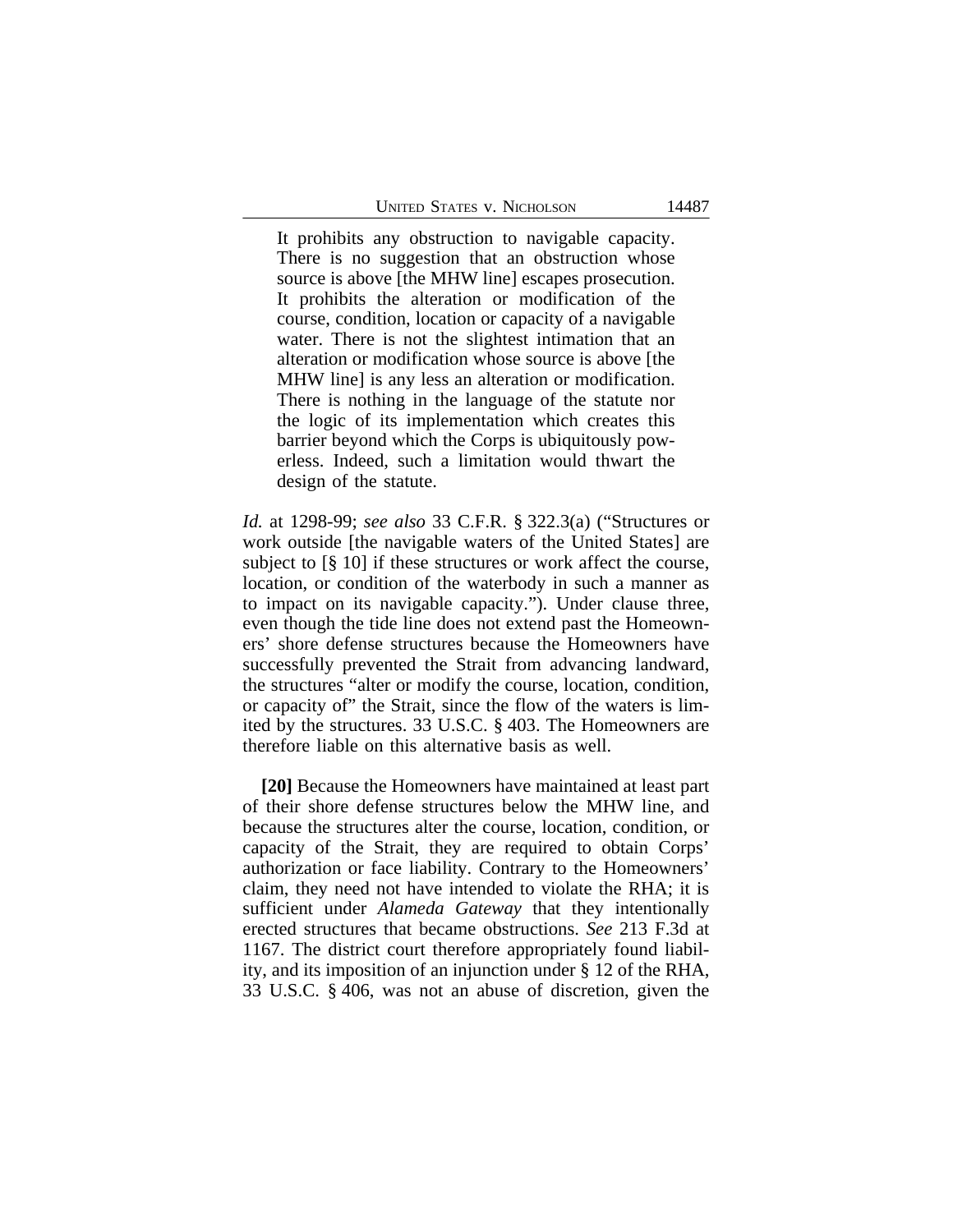> It prohibits any obstruction to navigable capacity. There is no suggestion that an obstruction whose source is above [the MHW line] escapes prosecution. It prohibits the alteration or modification of the course, condition, location or capacity of a navigable water. There is not the slightest intimation that an alteration or modification whose source is above [the MHW line] is any less an alteration or modification. There is nothing in the language of the statute nor the logic of its implementation which creates this barrier beyond which the Corps is ubiquitously powerless. Indeed, such a limitation would thwart the design of the statute.

*Id.* at 1298-99; *see also* 33 C.F.R. § 322.3(a) ("Structures or work outside [the navigable waters of the United States] are subject to [§ 10] if these structures or work affect the course, location, or condition of the waterbody in such a manner as to impact on its navigable capacity."). Under clause three, even though the tide line does not extend past the Homeowners' shore defense structures because the Homeowners have successfully prevented the Strait from advancing landward, the structures "alter or modify the course, location, condition, or capacity of" the Strait, since the flow of the waters is limited by the structures. 33 U.S.C. § 403. The Homeowners are therefore liable on this alternative basis as well.

**[20]** Because the Homeowners have maintained at least part of their shore defense structures below the MHW line, and because the structures alter the course, location, condition, or capacity of the Strait, they are required to obtain Corps' authorization or face liability. Contrary to the Homeowners' claim, they need not have intended to violate the RHA; it is sufficient under *Alameda Gateway* that they intentionally erected structures that became obstructions. *See* 213 F.3d at 1167. The district court therefore appropriately found liability, and its imposition of an injunction under § 12 of the RHA, 33 U.S.C. § 406, was not an abuse of discretion, given the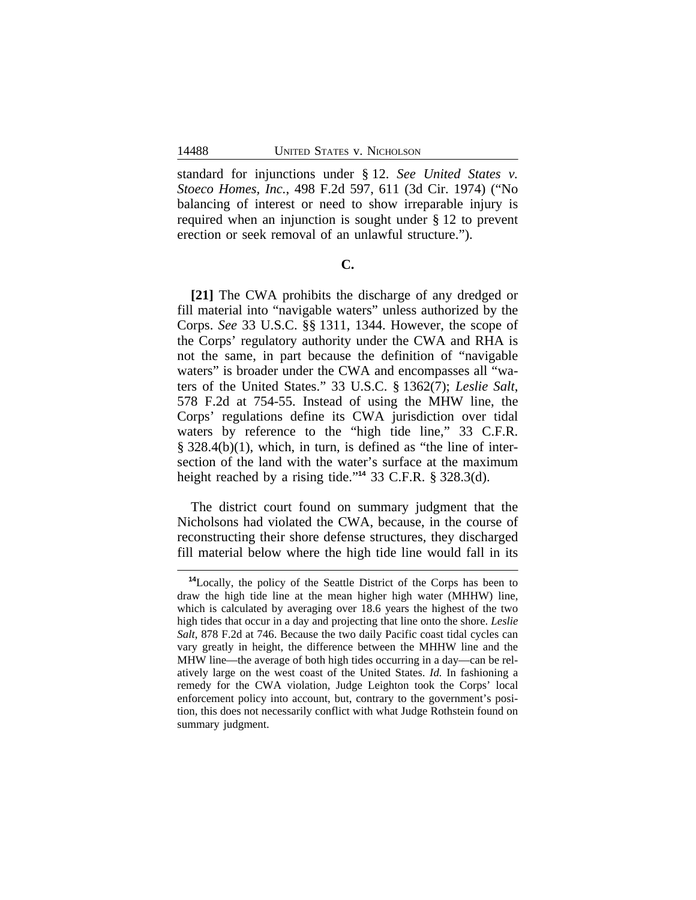standard for injunctions under § 12. *See United States v. Stoeco Homes, Inc.*, 498 F.2d 597, 611 (3d Cir. 1974) ("No balancing of interest or need to show irreparable injury is required when an injunction is sought under § 12 to prevent erection or seek removal of an unlawful structure.").

### C.

**[21]** The CWA prohibits the discharge of any dredged or fill material into "navigable waters" unless authorized by the Corps. *See* 33 U.S.C. §§ 1311, 1344. However, the scope of the Corps' regulatory authority under the CWA and RHA is not the same, in part because the definition of "navigable waters" is broader under the CWA and encompasses all "waters of the United States." 33 U.S.C. § 1362(7); *Leslie Salt*, 578 F.2d at 754-55. Instead of using the MHW line, the Corps' regulations define its CWA jurisdiction over tidal waters by reference to the "high tide line," 33 C.F.R. § 328.4(b)(1), which, in turn, is defined as "the line of intersection of the land with the water's surface at the maximum height reached by a rising tide."[14] 33 C.F.R. § 328.3(d).

The district court found on summary judgment that the Nicholsons had violated the CWA, because, in the course of reconstructing their shore defense structures, they discharged fill material below where the high tide line would fall in its

---

[14] Locally, the policy of the Seattle District of the Corps has been to draw the high tide line at the mean higher high water (MHHW) line, which is calculated by averaging over 18.6 years the highest of the two high tides that occur in a day and projecting that line onto the shore. *Leslie Salt*, 878 F.2d at 746. Because the two daily Pacific coast tidal cycles can vary greatly in height, the difference between the MHHW line and the MHW line—the average of both high tides occurring in a day—can be relatively large on the west coast of the United States. *Id.* In fashioning a remedy for the CWA violation, Judge Leighton took the Corps' local enforcement policy into account, but, contrary to the government's position, this does not necessarily conflict with what Judge Rothstein found on summary judgment.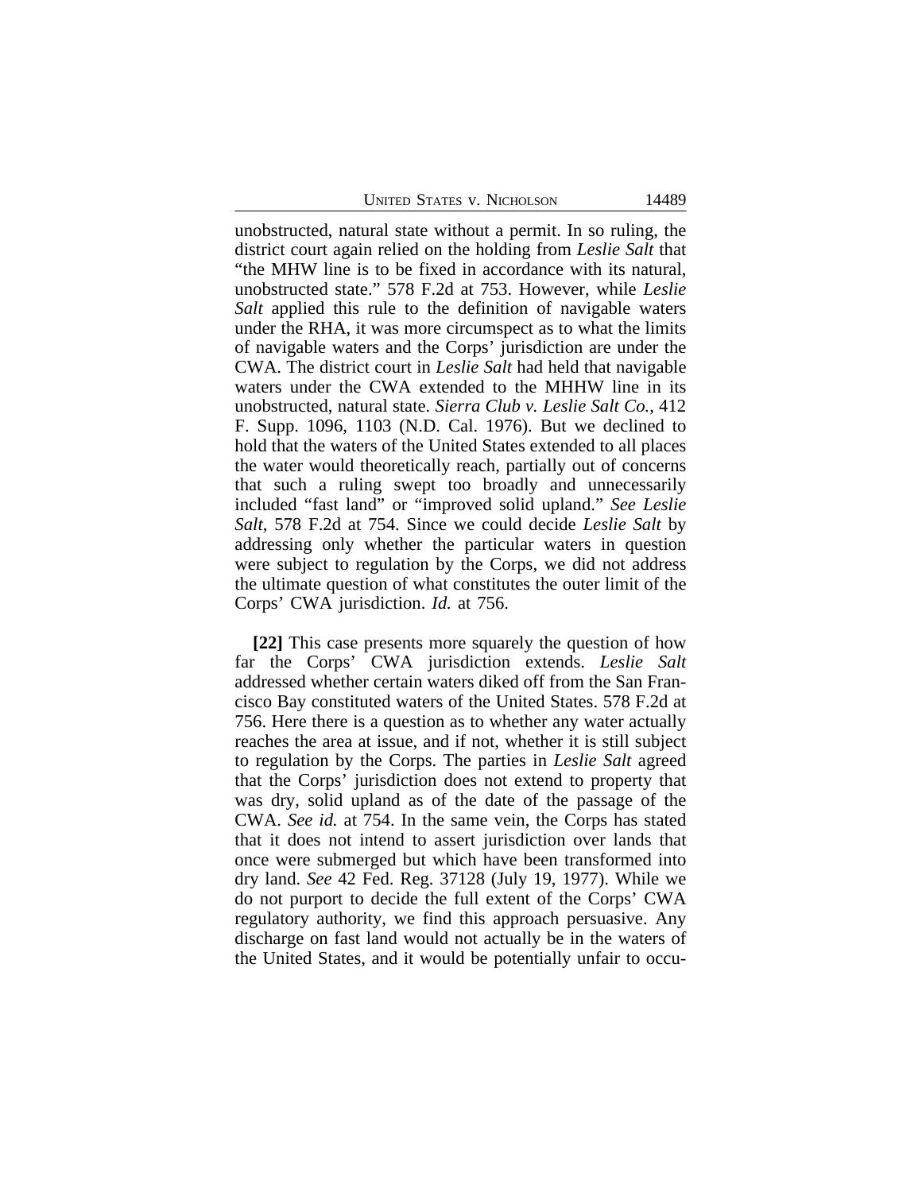unobstructed, natural state without a permit. In so ruling, the district court again relied on the holding from *Leslie Salt* that "the MHW line is to be fixed in accordance with its natural, unobstructed state." 578 F.2d at 753. However, while *Leslie Salt* applied this rule to the definition of navigable waters under the RHA, it was more circumspect as to what the limits of navigable waters and the Corps' jurisdiction are under the CWA. The district court in *Leslie Salt* had held that navigable waters under the CWA extended to the MHHW line in its unobstructed, natural state. *Sierra Club v. Leslie Salt Co.*, 412 F. Supp. 1096, 1103 (N.D. Cal. 1976). But we declined to hold that the waters of the United States extended to all places the water would theoretically reach, partially out of concerns that such a ruling swept too broadly and unnecessarily included "fast land" or "improved solid upland." *See Leslie Salt*, 578 F.2d at 754. Since we could decide *Leslie Salt* by addressing only whether the particular waters in question were subject to regulation by the Corps, we did not address the ultimate question of what constitutes the outer limit of the Corps' CWA jurisdiction. *Id.* at 756.

**[22]** This case presents more squarely the question of how far the Corps' CWA jurisdiction extends. *Leslie Salt* addressed whether certain waters diked off from the San Francisco Bay constituted waters of the United States. 578 F.2d at 756. Here there is a question as to whether any water actually reaches the area at issue, and if not, whether it is still subject to regulation by the Corps. The parties in *Leslie Salt* agreed that the Corps' jurisdiction does not extend to property that was dry, solid upland as of the date of the passage of the CWA. *See id.* at 754. In the same vein, the Corps has stated that it does not intend to assert jurisdiction over lands that once were submerged but which have been transformed into dry land. *See* 42 Fed. Reg. 37128 (July 19, 1977). While we do not purport to decide the full extent of the Corps' CWA regulatory authority, we find this approach persuasive. Any discharge on fast land would not actually be in the waters of the United States, and it would be potentially unfair to occu-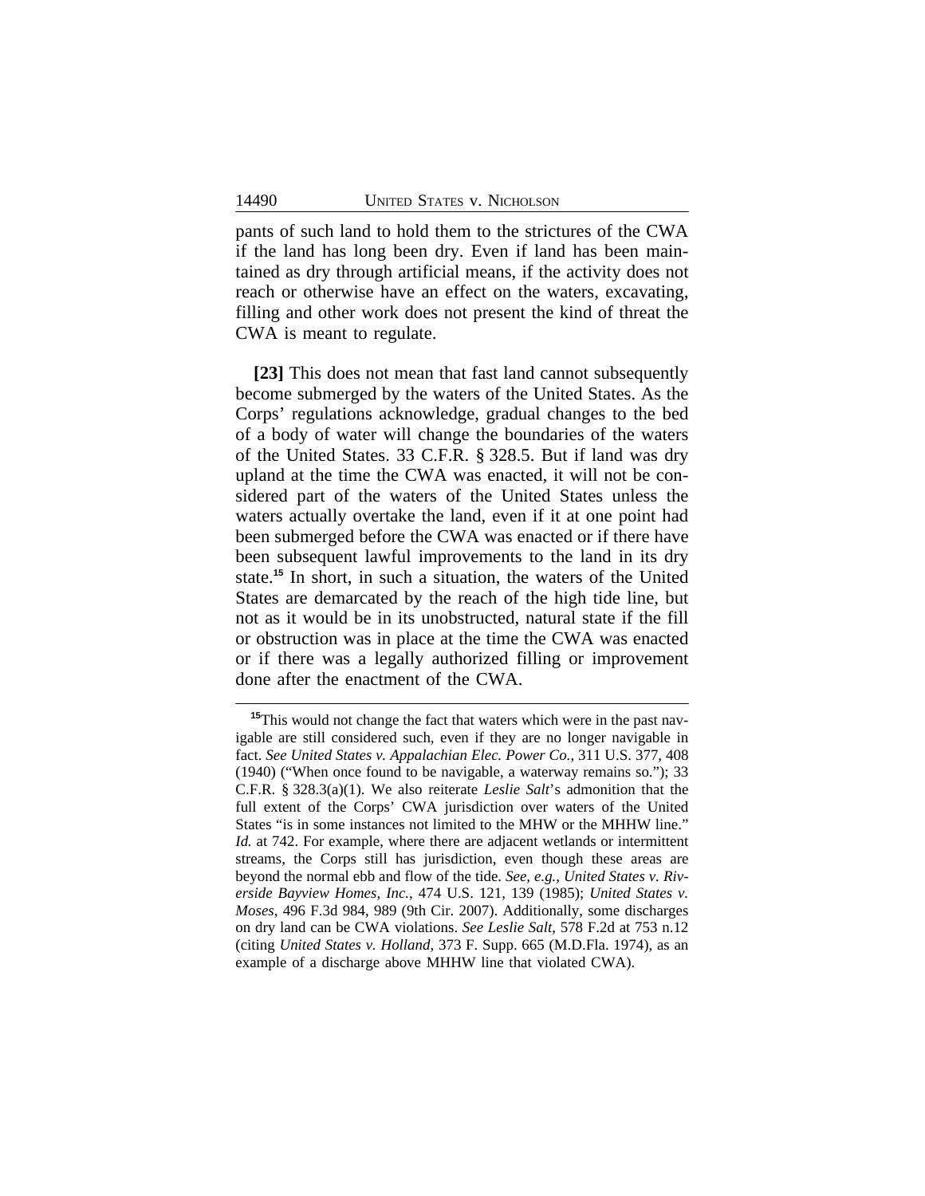pants of such land to hold them to the strictures of the CWA if the land has long been dry. Even if land has been maintained as dry through artificial means, if the activity does not reach or otherwise have an effect on the waters, excavating, filling and other work does not present the kind of threat the CWA is meant to regulate.

**[23]** This does not mean that fast land cannot subsequently become submerged by the waters of the United States. As the Corps' regulations acknowledge, gradual changes to the bed of a body of water will change the boundaries of the waters of the United States. 33 C.F.R. § 328.5. But if land was dry upland at the time the CWA was enacted, it will not be considered part of the waters of the United States unless the waters actually overtake the land, even if it at one point had been submerged before the CWA was enacted or if there have been subsequent lawful improvements to the land in its dry state.[15] In short, in such a situation, the waters of the United States are demarcated by the reach of the high tide line, but not as it would be in its unobstructed, natural state if the fill or obstruction was in place at the time the CWA was enacted or if there was a legally authorized filling or improvement done after the enactment of the CWA.

---

[15]This would not change the fact that waters which were in the past navigable are still considered such, even if they are no longer navigable in fact. *See United States v. Appalachian Elec. Power Co.*, 311 U.S. 377, 408 (1940) ("When once found to be navigable, a waterway remains so."); 33 C.F.R. § 328.3(a)(1). We also reiterate *Leslie Salt*'s admonition that the full extent of the Corps' CWA jurisdiction over waters of the United States "is in some instances not limited to the MHW or the MHHW line." *Id.* at 742. For example, where there are adjacent wetlands or intermittent streams, the Corps still has jurisdiction, even though these areas are beyond the normal ebb and flow of the tide. *See, e.g.*, *United States v. Riverside Bayview Homes, Inc.*, 474 U.S. 121, 139 (1985); *United States v. Moses*, 496 F.3d 984, 989 (9th Cir. 2007). Additionally, some discharges on dry land can be CWA violations. *See Leslie Salt*, 578 F.2d at 753 n.12 (citing *United States v. Holland*, 373 F. Supp. 665 (M.D.Fla. 1974), as an example of a discharge above MHHW line that violated CWA).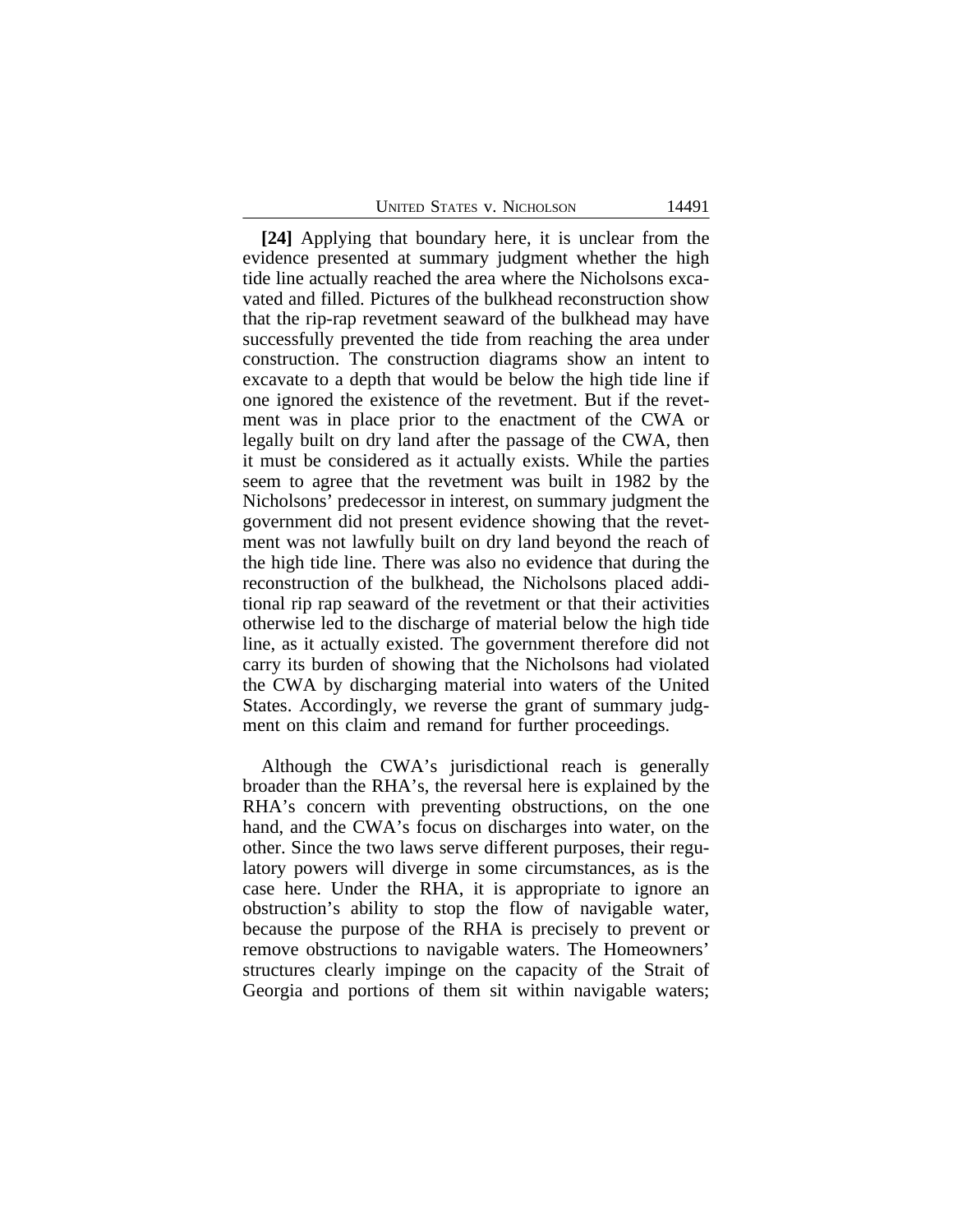**[24]** Applying that boundary here, it is unclear from the evidence presented at summary judgment whether the high tide line actually reached the area where the Nicholsons excavated and filled. Pictures of the bulkhead reconstruction show that the rip-rap revetment seaward of the bulkhead may have successfully prevented the tide from reaching the area under construction. The construction diagrams show an intent to excavate to a depth that would be below the high tide line if one ignored the existence of the revetment. But if the revetment was in place prior to the enactment of the CWA or legally built on dry land after the passage of the CWA, then it must be considered as it actually exists. While the parties seem to agree that the revetment was built in 1982 by the Nicholsons' predecessor in interest, on summary judgment the government did not present evidence showing that the revetment was not lawfully built on dry land beyond the reach of the high tide line. There was also no evidence that during the reconstruction of the bulkhead, the Nicholsons placed additional rip rap seaward of the revetment or that their activities otherwise led to the discharge of material below the high tide line, as it actually existed. The government therefore did not carry its burden of showing that the Nicholsons had violated the CWA by discharging material into waters of the United States. Accordingly, we reverse the grant of summary judgment on this claim and remand for further proceedings.

Although the CWA's jurisdictional reach is generally broader than the RHA's, the reversal here is explained by the RHA's concern with preventing obstructions, on the one hand, and the CWA's focus on discharges into water, on the other. Since the two laws serve different purposes, their regulatory powers will diverge in some circumstances, as is the case here. Under the RHA, it is appropriate to ignore an obstruction's ability to stop the flow of navigable water, because the purpose of the RHA is precisely to prevent or remove obstructions to navigable waters. The Homeowners' structures clearly impinge on the capacity of the Strait of Georgia and portions of them sit within navigable waters;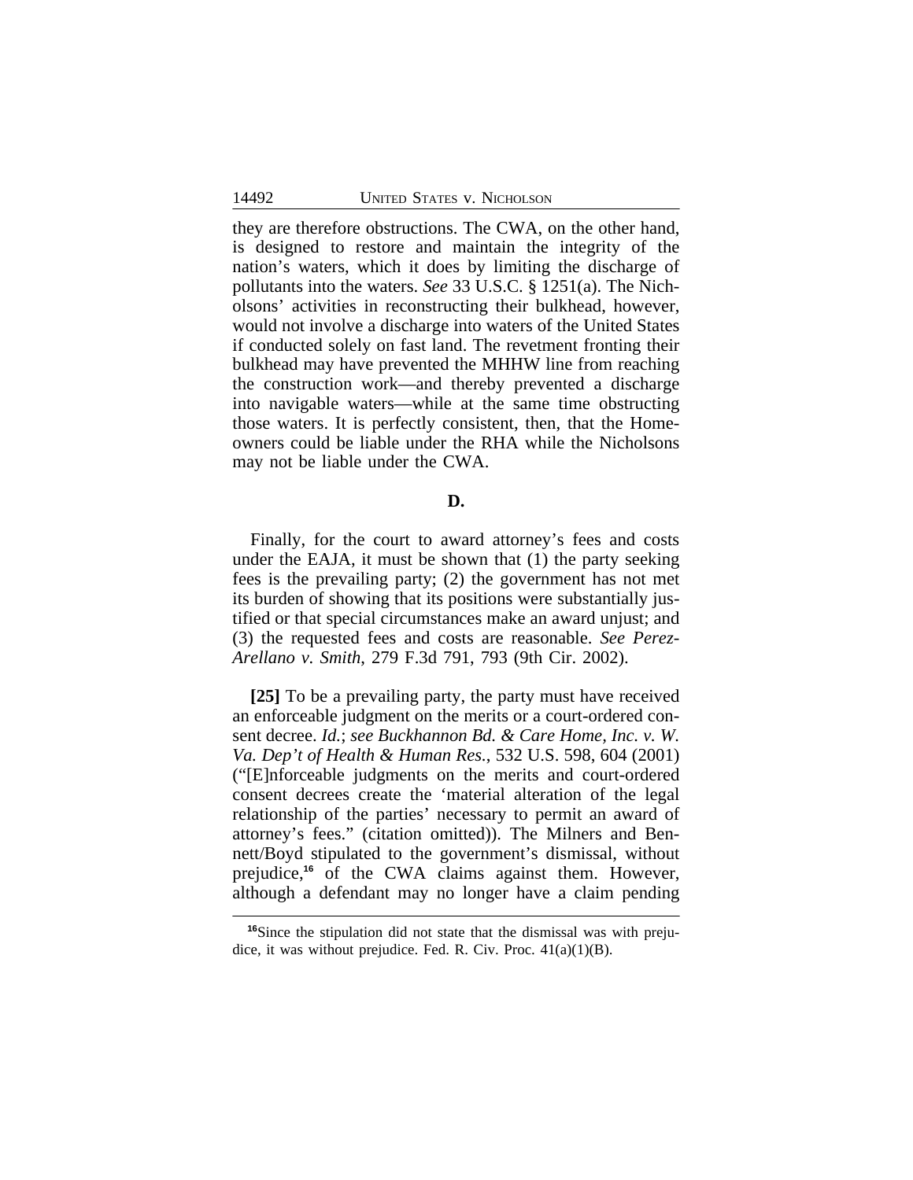they are therefore obstructions. The CWA, on the other hand, is designed to restore and maintain the integrity of the nation's waters, which it does by limiting the discharge of pollutants into the waters. *See* 33 U.S.C. § 1251(a). The Nicholsons' activities in reconstructing their bulkhead, however, would not involve a discharge into waters of the United States if conducted solely on fast land. The revetment fronting their bulkhead may have prevented the MHHW line from reaching the construction work—and thereby prevented a discharge into navigable waters—while at the same time obstructing those waters. It is perfectly consistent, then, that the Homeowners could be liable under the RHA while the Nicholsons may not be liable under the CWA.

### D.

Finally, for the court to award attorney's fees and costs under the EAJA, it must be shown that (1) the party seeking fees is the prevailing party; (2) the government has not met its burden of showing that its positions were substantially justified or that special circumstances make an award unjust; and (3) the requested fees and costs are reasonable. *See Perez-Arellano v. Smith*, 279 F.3d 791, 793 (9th Cir. 2002).

**[25]** To be a prevailing party, the party must have received an enforceable judgment on the merits or a court-ordered consent decree. *Id.*; *see Buckhannon Bd. & Care Home, Inc. v. W. Va. Dep't of Health & Human Res.*, 532 U.S. 598, 604 (2001) ("[E]nforceable judgments on the merits and court-ordered consent decrees create the 'material alteration of the legal relationship of the parties' necessary to permit an award of attorney's fees." (citation omitted)). The Milners and Bennett/Boyd stipulated to the government's dismissal, without prejudice,[16] of the CWA claims against them. However, although a defendant may no longer have a claim pending

[16] Since the stipulation did not state that the dismissal was with prejudice, it was without prejudice. Fed. R. Civ. Proc. 41(a)(1)(B).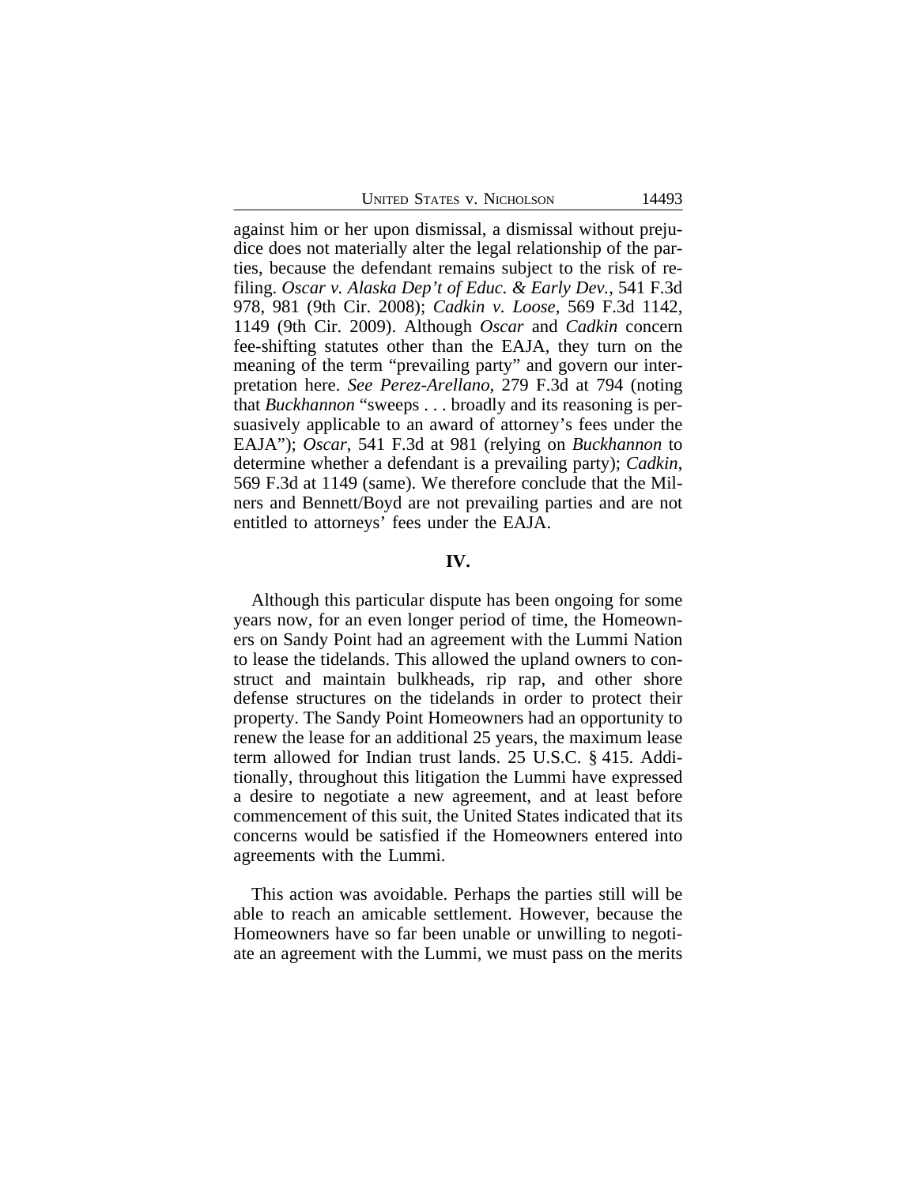against him or her upon dismissal, a dismissal without prejudice does not materially alter the legal relationship of the parties, because the defendant remains subject to the risk of re-filing. *Oscar v. Alaska Dep't of Educ. & Early Dev.*, 541 F.3d 978, 981 (9th Cir. 2008); *Cadkin v. Loose*, 569 F.3d 1142, 1149 (9th Cir. 2009). Although *Oscar* and *Cadkin* concern fee-shifting statutes other than the EAJA, they turn on the meaning of the term "prevailing party" and govern our interpretation here. *See Perez-Arellano*, 279 F.3d at 794 (noting that *Buckhannon* "sweeps . . . broadly and its reasoning is persuasively applicable to an award of attorney's fees under the EAJA"); *Oscar*, 541 F.3d at 981 (relying on *Buckhannon* to determine whether a defendant is a prevailing party); *Cadkin*, 569 F.3d at 1149 (same). We therefore conclude that the Milners and Bennett/Boyd are not prevailing parties and are not entitled to attorneys' fees under the EAJA.

## IV.

Although this particular dispute has been ongoing for some years now, for an even longer period of time, the Homeowners on Sandy Point had an agreement with the Lummi Nation to lease the tidelands. This allowed the upland owners to construct and maintain bulkheads, rip rap, and other shore defense structures on the tidelands in order to protect their property. The Sandy Point Homeowners had an opportunity to renew the lease for an additional 25 years, the maximum lease term allowed for Indian trust lands. 25 U.S.C. § 415. Additionally, throughout this litigation the Lummi have expressed a desire to negotiate a new agreement, and at least before commencement of this suit, the United States indicated that its concerns would be satisfied if the Homeowners entered into agreements with the Lummi.

This action was avoidable. Perhaps the parties still will be able to reach an amicable settlement. However, because the Homeowners have so far been unable or unwilling to negotiate an agreement with the Lummi, we must pass on the merits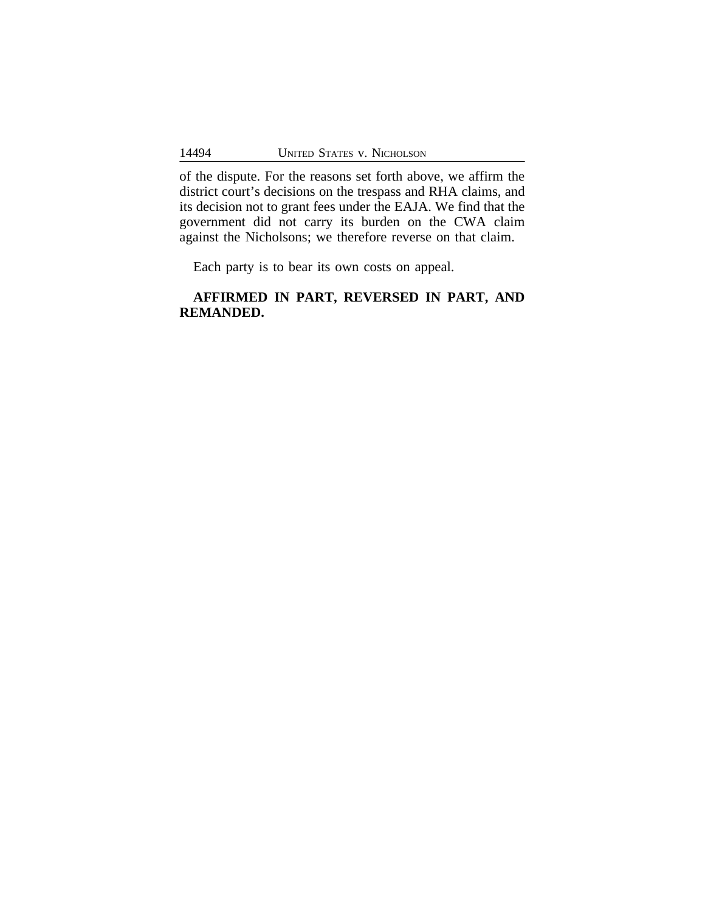of the dispute. For the reasons set forth above, we affirm the district court's decisions on the trespass and RHA claims, and its decision not to grant fees under the EAJA. We find that the government did not carry its burden on the CWA claim against the Nicholsons; we therefore reverse on that claim.

Each party is to bear its own costs on appeal.

**AFFIRMED IN PART, REVERSED IN PART, AND REMANDED.**